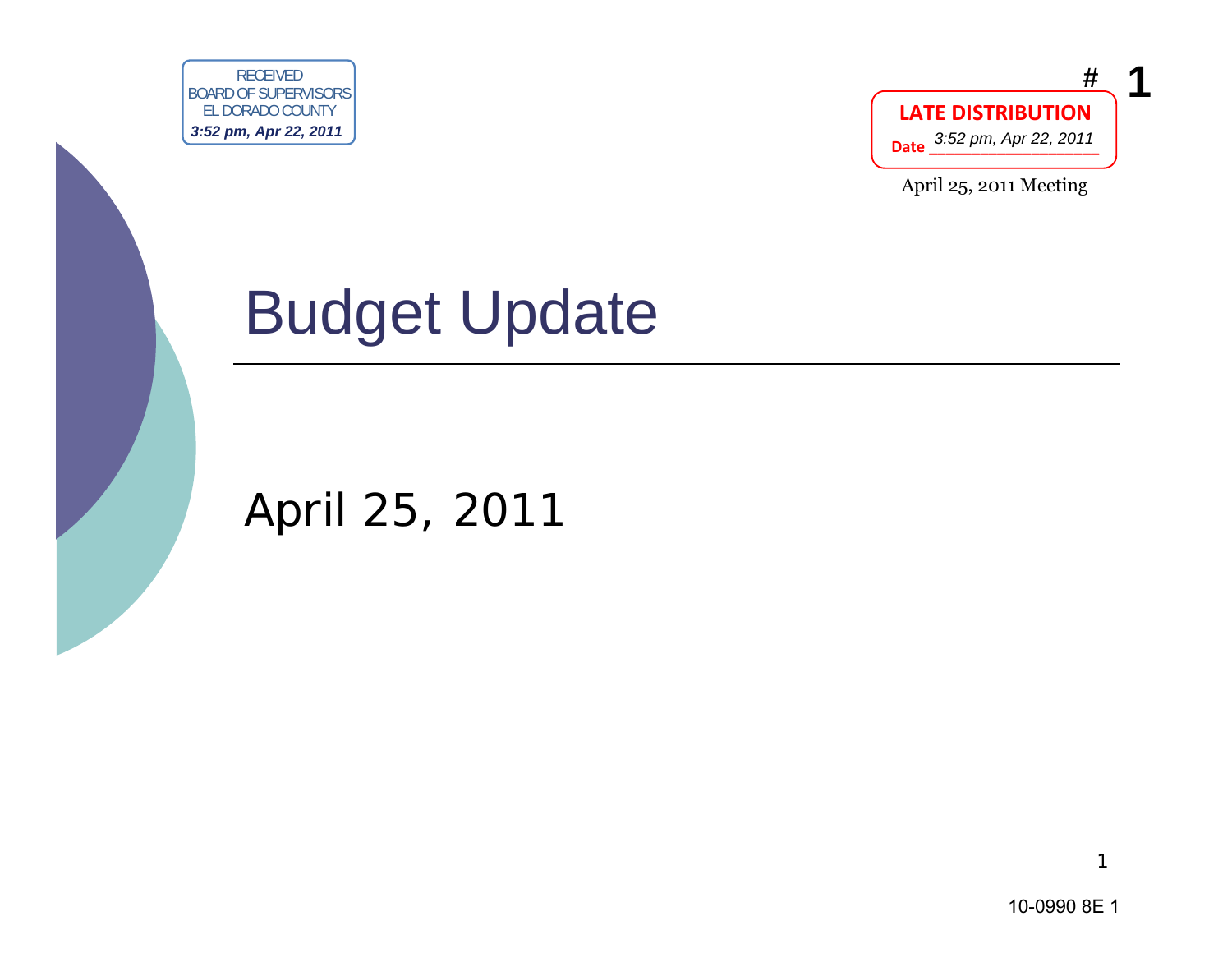RECEIVED
BOARD OF SUPERVISORS
EL DORADO COUNTY
*3:52 pm, Apr 22, 2011*

# 1

**LATE DISTRIBUTION**

Date *3:52 pm, Apr 22, 2011*

April 25, 2011 Meeting

# Budget Update

April 25, 2011

10-0990 8E 1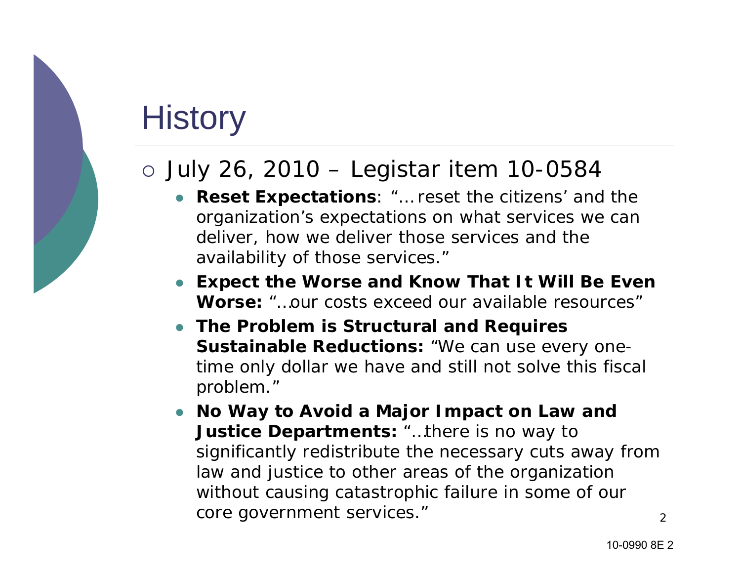# History

- July 26, 2010 – Legistar item 10-0584
  - **Reset Expectations**: *"… reset the citizens' and the organization's expectations on what services we can deliver, how we deliver those services and the availability of those services."*
  - **Expect the Worse and Know That It Will Be Even Worse:** *"…our costs exceed our available resources"*
  - **The Problem is Structural and Requires Sustainable Reductions:** *"We can use every one-time only dollar we have and still not solve this fiscal problem."*
  - **No Way to Avoid a Major Impact on Law and Justice Departments:** *"…there is no way to significantly redistribute the necessary cuts away from law and justice to other areas of the organization without causing catastrophic failure in some of our core government services."*

10-0990 8E 2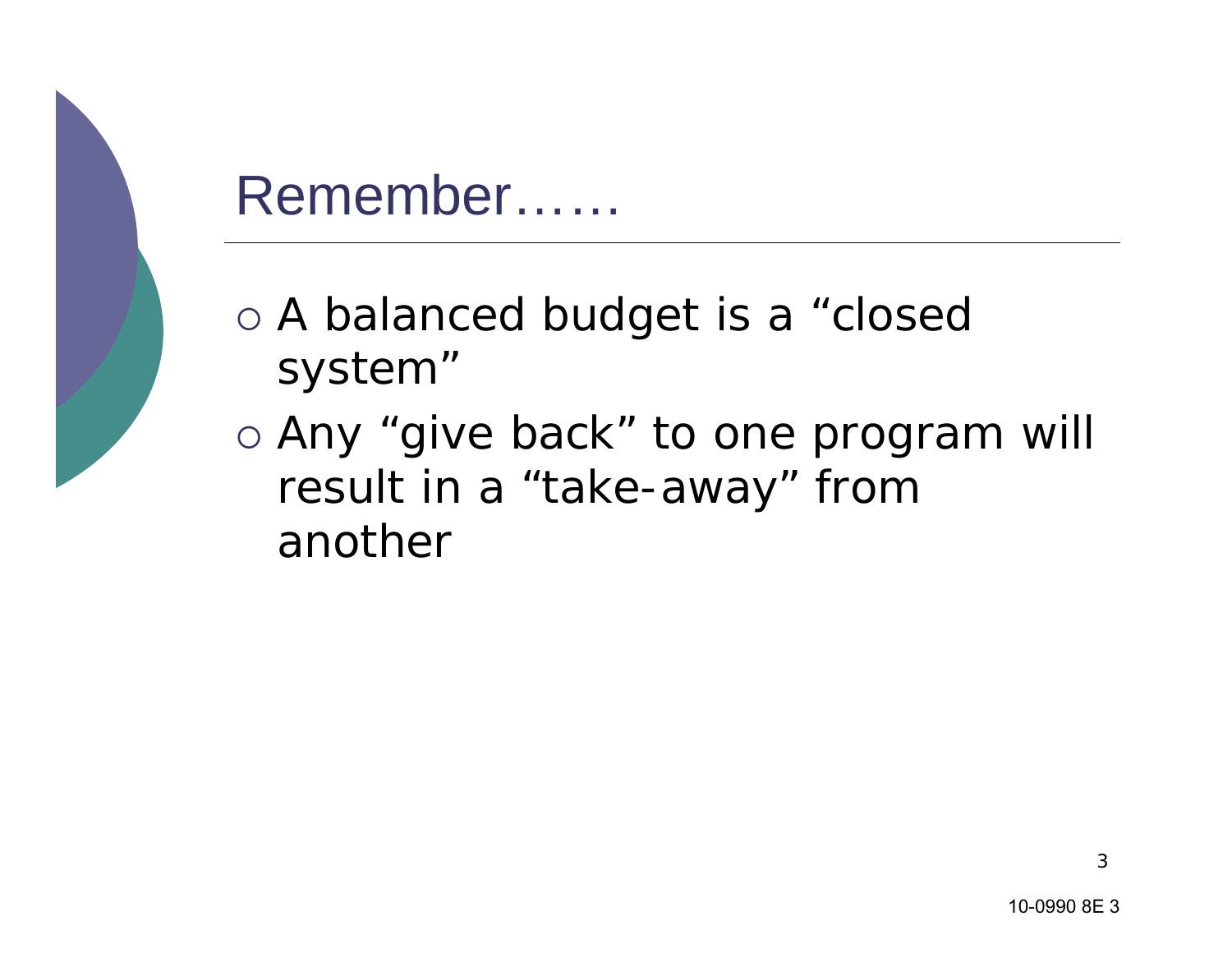# Remember……

- A balanced budget is a "closed system"
- Any "give back" to one program will result in a "take-away" from another

10-0990 8E 3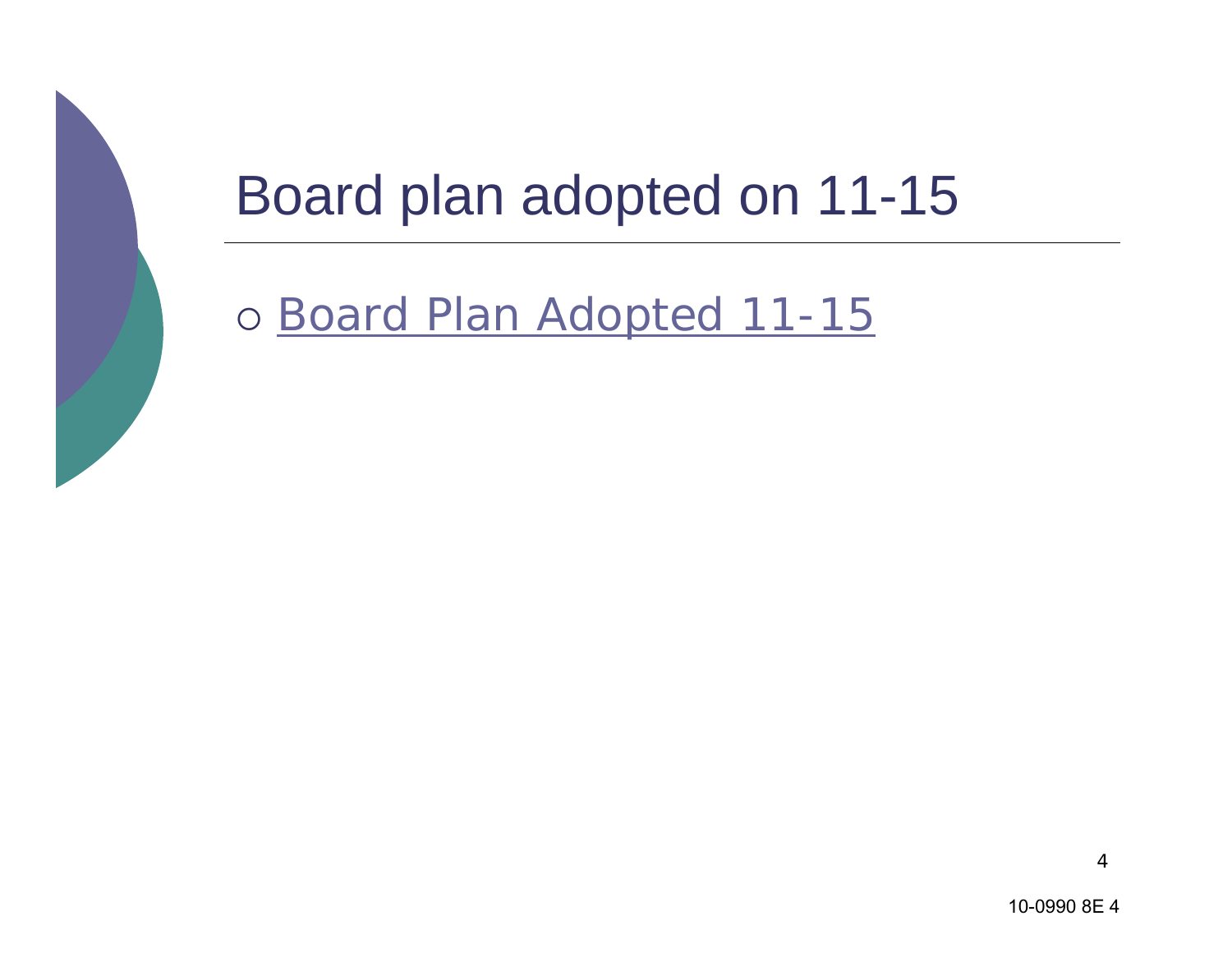# Board plan adopted on 11-15

- Board Plan Adopted 11-15

10-0990 8E 4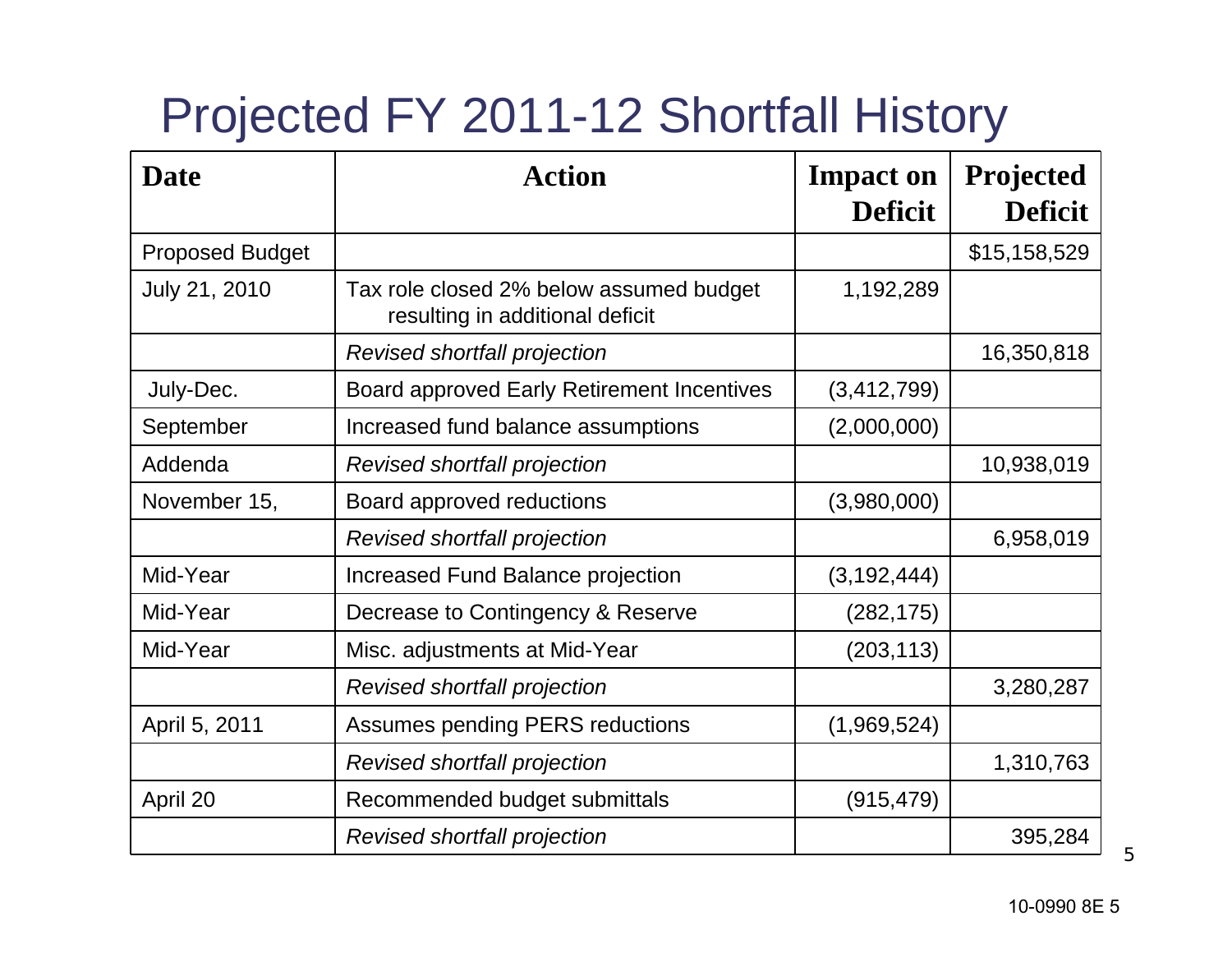# Projected FY 2011-12 Shortfall History

| Date | Action | Impact on Deficit | Projected Deficit |
|---|---|---|---|
| Proposed Budget | | | $15,158,529 |
| July 21, 2010 | Tax role closed 2% below assumed budget resulting in additional deficit | 1,192,289 | |
| | *Revised shortfall projection* | | 16,350,818 |
| July-Dec. | Board approved Early Retirement Incentives | (3,412,799) | |
| September | Increased fund balance assumptions | (2,000,000) | |
| Addenda | *Revised shortfall projection* | | 10,938,019 |
| November 15, | Board approved reductions | (3,980,000) | |
| | *Revised shortfall projection* | | 6,958,019 |
| Mid-Year | Increased Fund Balance projection | (3,192,444) | |
| Mid-Year | Decrease to Contingency & Reserve | (282,175) | |
| Mid-Year | Misc. adjustments at Mid-Year | (203,113) | |
| | *Revised shortfall projection* | | 3,280,287 |
| April 5, 2011 | Assumes pending PERS reductions | (1,969,524) | |
| | *Revised shortfall projection* | | 1,310,763 |
| April 20 | Recommended budget submittals | (915,479) | |
| | *Revised shortfall projection* | | 395,284 |

10-0990 8E 5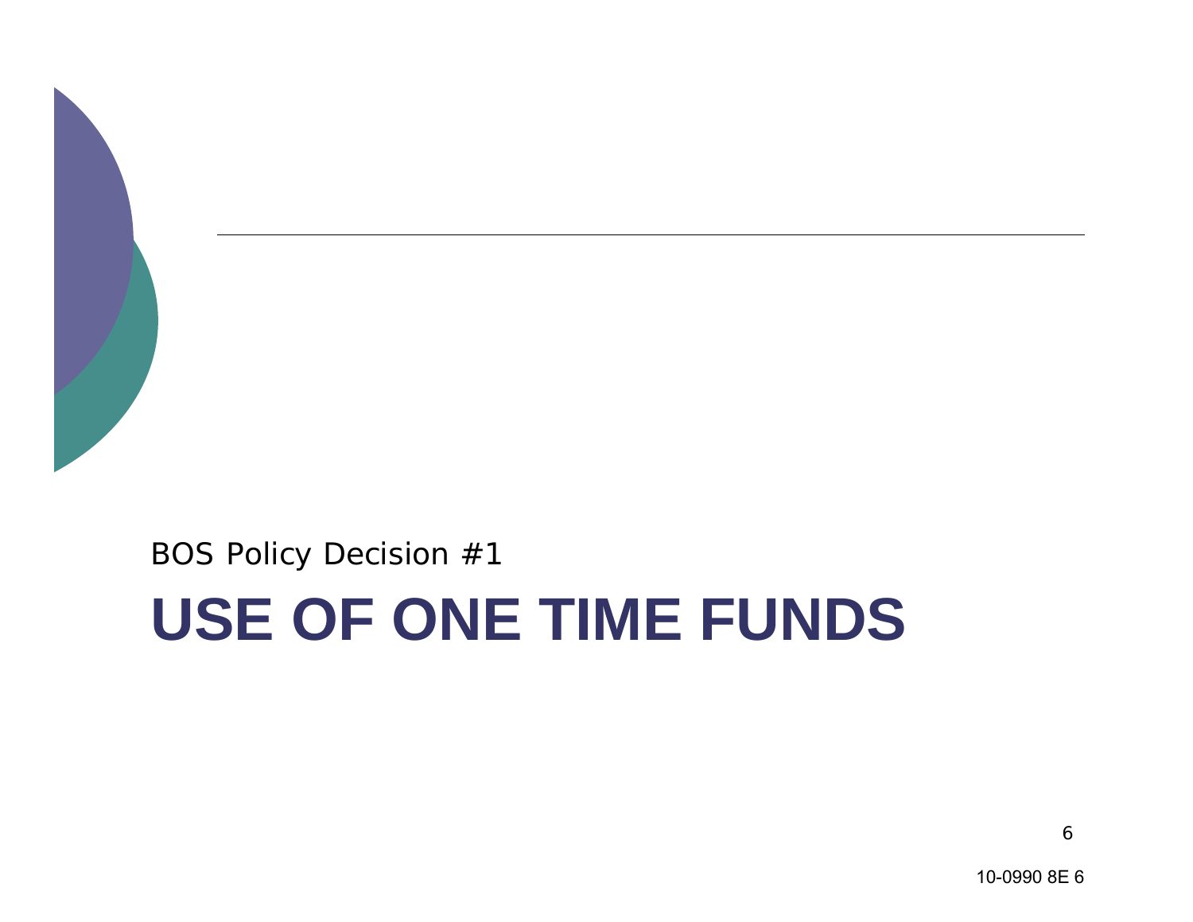BOS Policy Decision #1

# USE OF ONE TIME FUNDS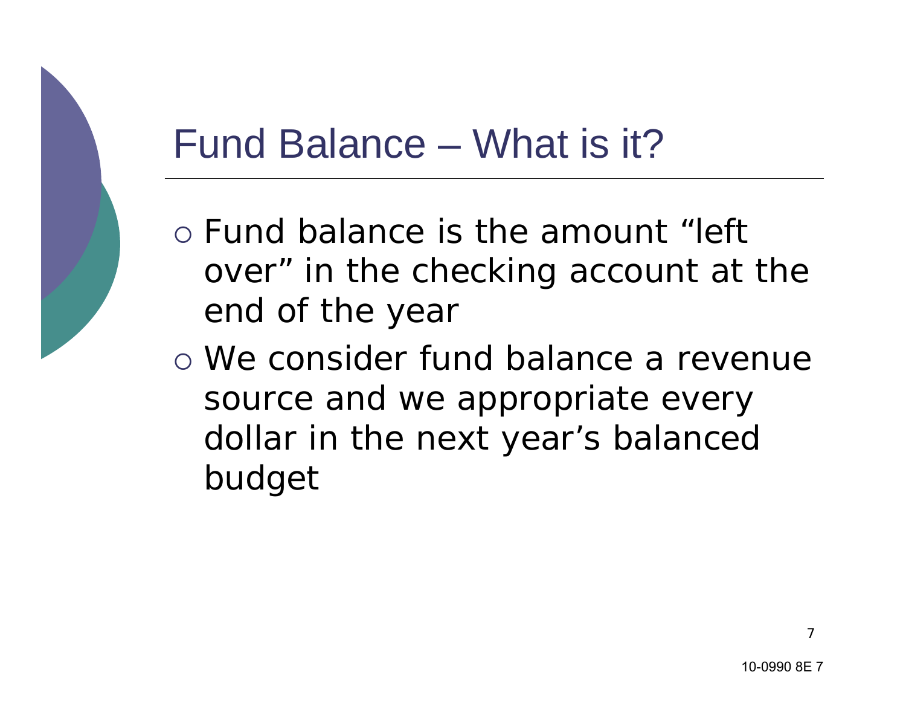# Fund Balance – What is it?

- Fund balance is the amount "left over" in the checking account at the end of the year
- We consider fund balance a revenue source and we appropriate every dollar in the next year's balanced budget

10-0990 8E 7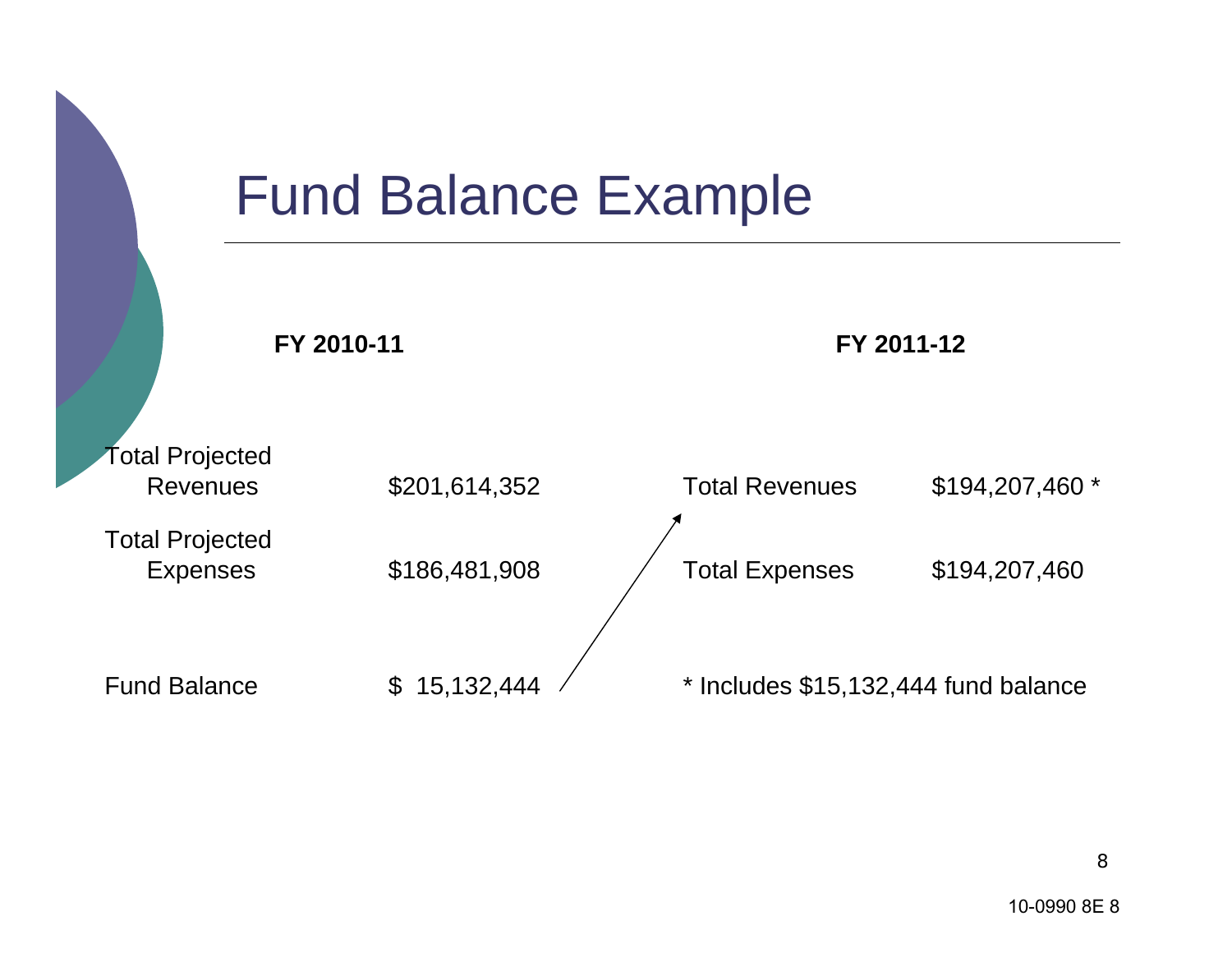# Fund Balance Example

| FY 2010-11 | | FY 2011-12 | |
|---|---|---|---|
| Total Projected Revenues | $201,614,352 | Total Revenues | $194,207,460 * |
| Total Projected Expenses | $186,481,908 | Total Expenses | $194,207,460 |
| Fund Balance | $ 15,132,444 | * Includes $15,132,444 fund balance | |

10-0990 8E 8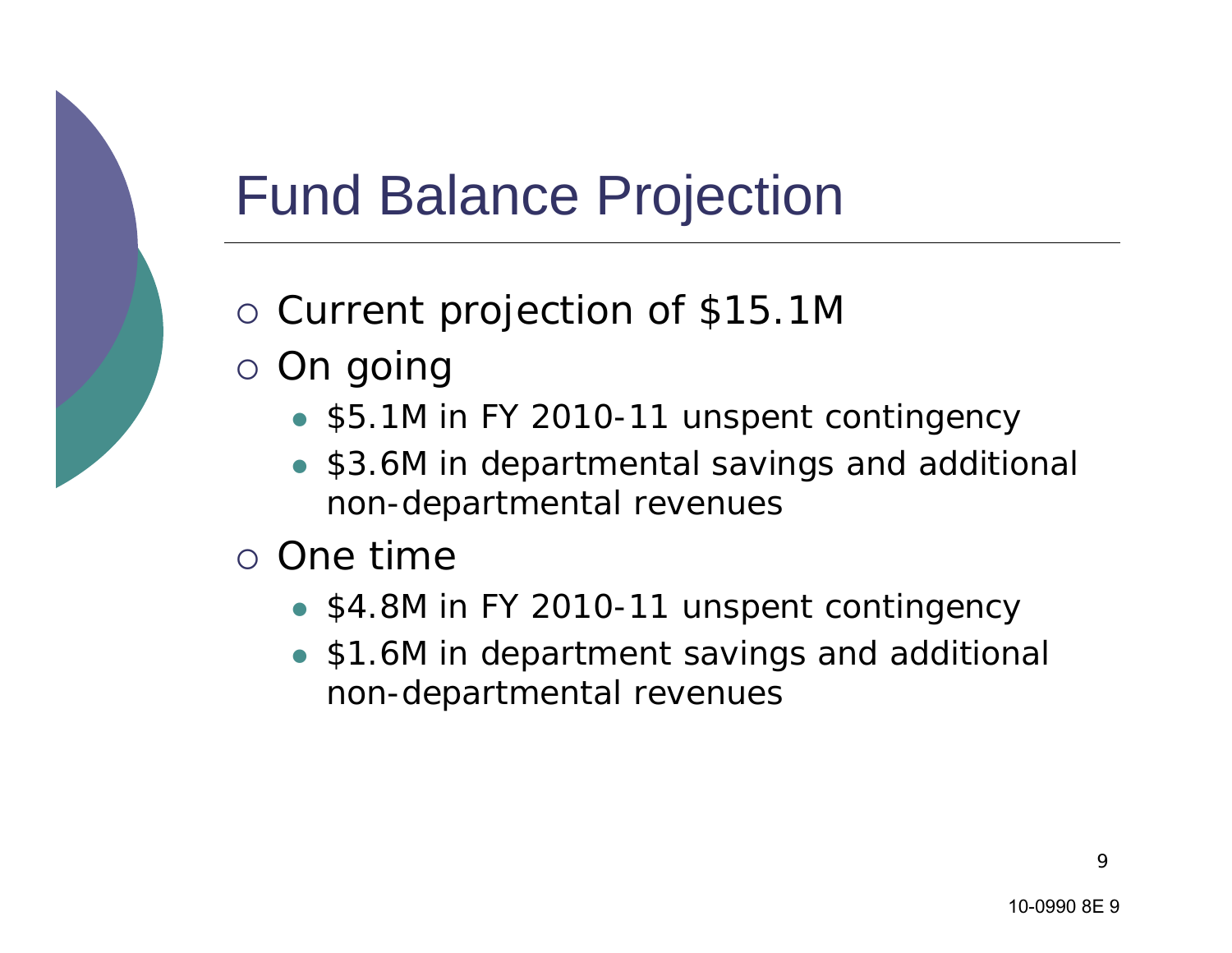# Fund Balance Projection

- Current projection of $15.1M
- On going
  - $5.1M in FY 2010-11 unspent contingency
  - $3.6M in departmental savings and additional non-departmental revenues
- One time
  - $4.8M in FY 2010-11 unspent contingency
  - $1.6M in department savings and additional non-departmental revenues

10-0990 8E 9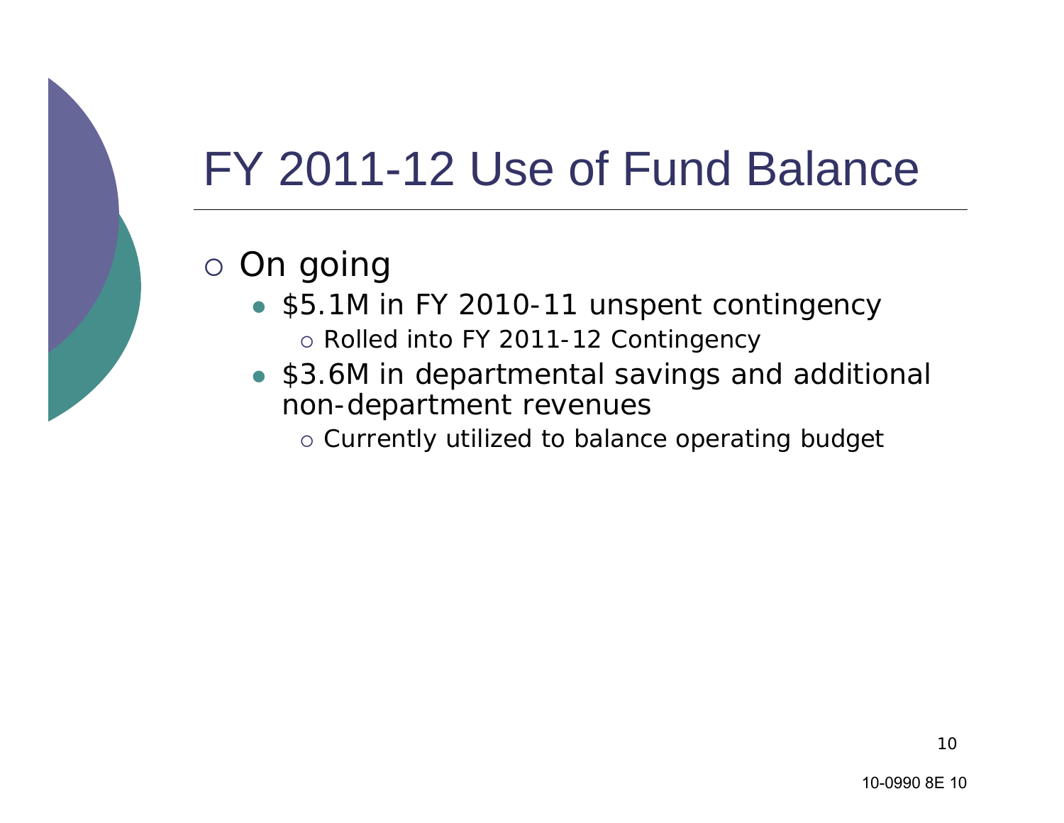# FY 2011-12 Use of Fund Balance

- On going
  - $5.1M in FY 2010-11 unspent contingency
    - Rolled into FY 2011-12 Contingency
  - $3.6M in departmental savings and additional non-department revenues
    - Currently utilized to balance operating budget

10-0990 8E 10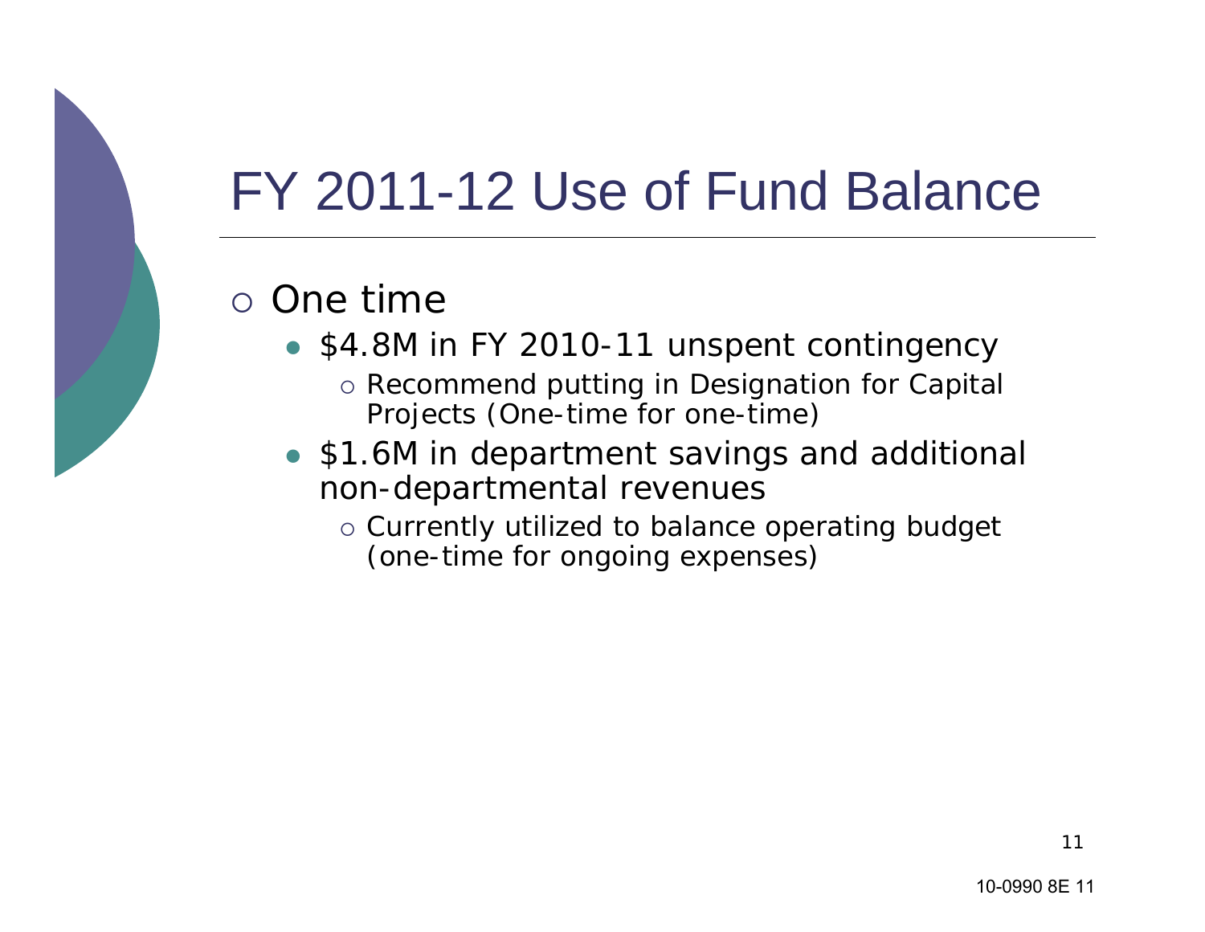# FY 2011-12 Use of Fund Balance

- One time
  - $4.8M in FY 2010-11 unspent contingency
    - Recommend putting in Designation for Capital Projects (One-time for one-time)
  - $1.6M in department savings and additional non-departmental revenues
    - Currently utilized to balance operating budget (one-time for ongoing expenses)

10-0990 8E 11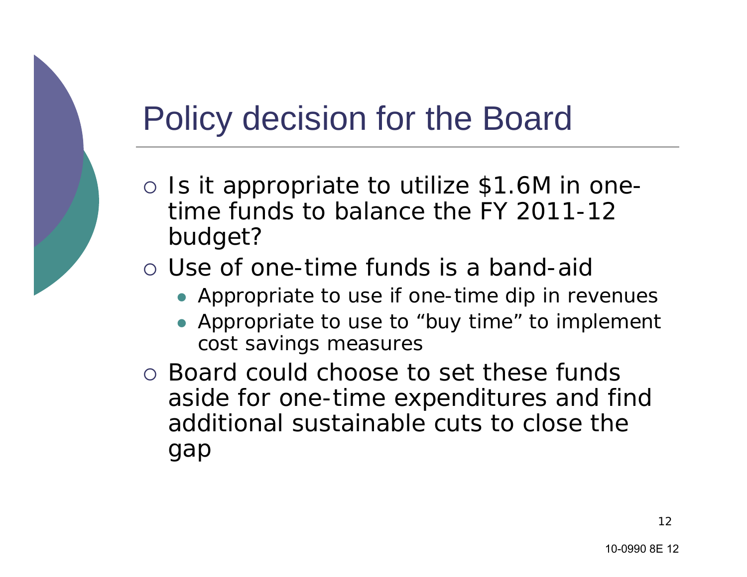# Policy decision for the Board

- Is it appropriate to utilize $1.6M in one-time funds to balance the FY 2011-12 budget?
- Use of one-time funds is a band-aid
  - Appropriate to use if one-time dip in revenues
  - Appropriate to use to "buy time" to implement cost savings measures
- Board could choose to set these funds aside for one-time expenditures and find additional sustainable cuts to close the gap

10-0990 8E 12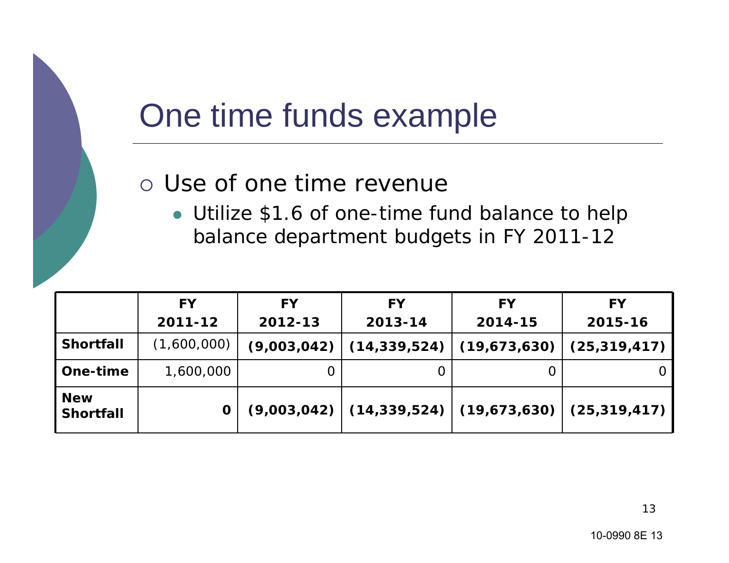# One time funds example

- Use of one time revenue
  - Utilize $1.6 of one-time fund balance to help balance department budgets in FY 2011-12

| | FY 2011-12 | FY 2012-13 | FY 2013-14 | FY 2014-15 | FY 2015-16 |
|---|---|---|---|---|---|
| **Shortfall** | (1,600,000) | **(9,003,042)** | **(14,339,524)** | **(19,673,630)** | **(25,319,417)** |
| **One-time** | 1,600,000 | 0 | 0 | 0 | 0 |
| **New Shortfall** | **0** | **(9,003,042)** | **(14,339,524)** | **(19,673,630)** | **(25,319,417)** |

10-0990 8E 13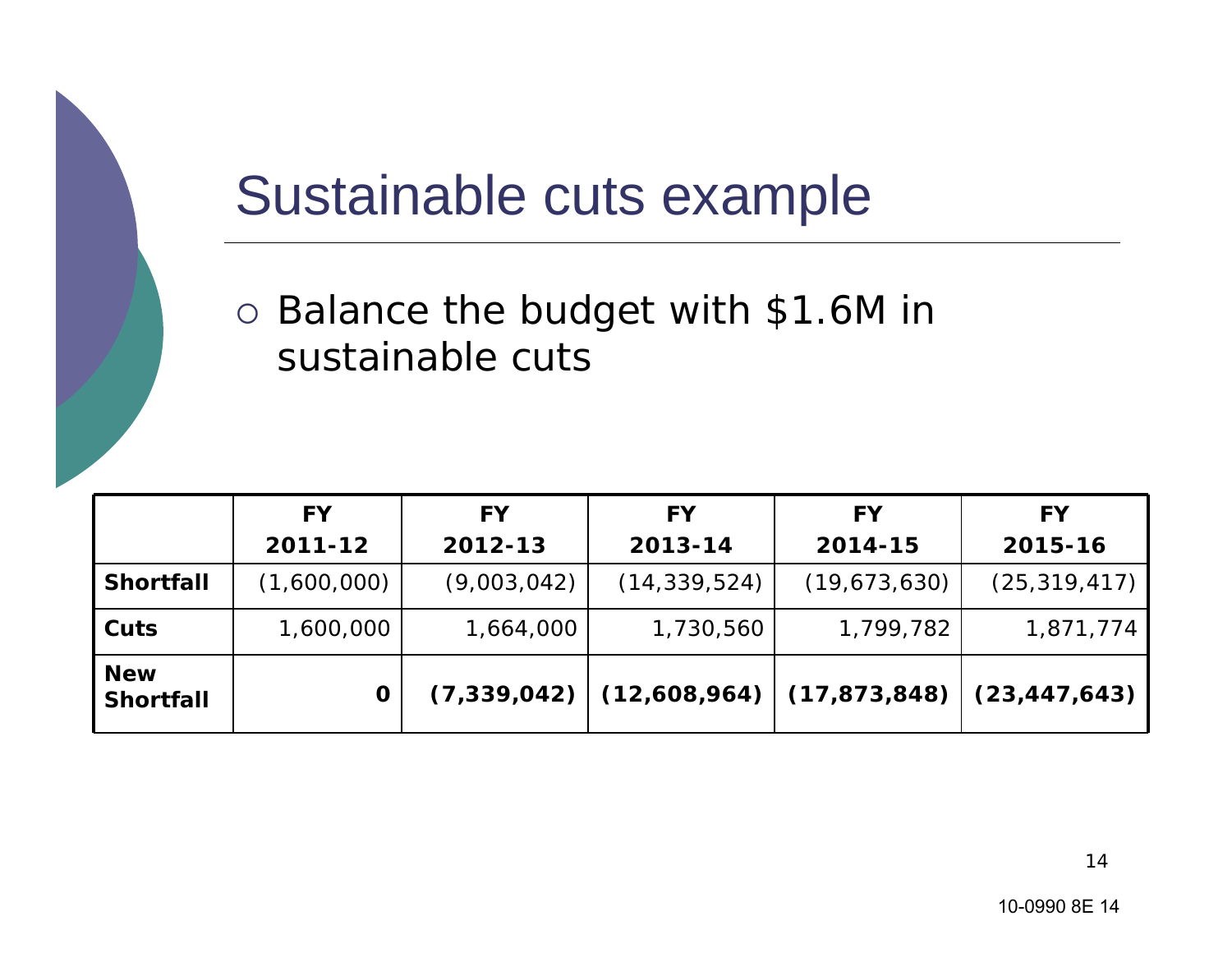# Sustainable cuts example

- Balance the budget with $1.6M in sustainable cuts

| | FY 2011-12 | FY 2012-13 | FY 2013-14 | FY 2014-15 | FY 2015-16 |
|---|---|---|---|---|---|
| **Shortfall** | (1,600,000) | (9,003,042) | (14,339,524) | (19,673,630) | (25,319,417) |
| **Cuts** | 1,600,000 | 1,664,000 | 1,730,560 | 1,799,782 | 1,871,774 |
| **New Shortfall** | **0** | **(7,339,042)** | **(12,608,964)** | **(17,873,848)** | **(23,447,643)** |

10-0990 8E 14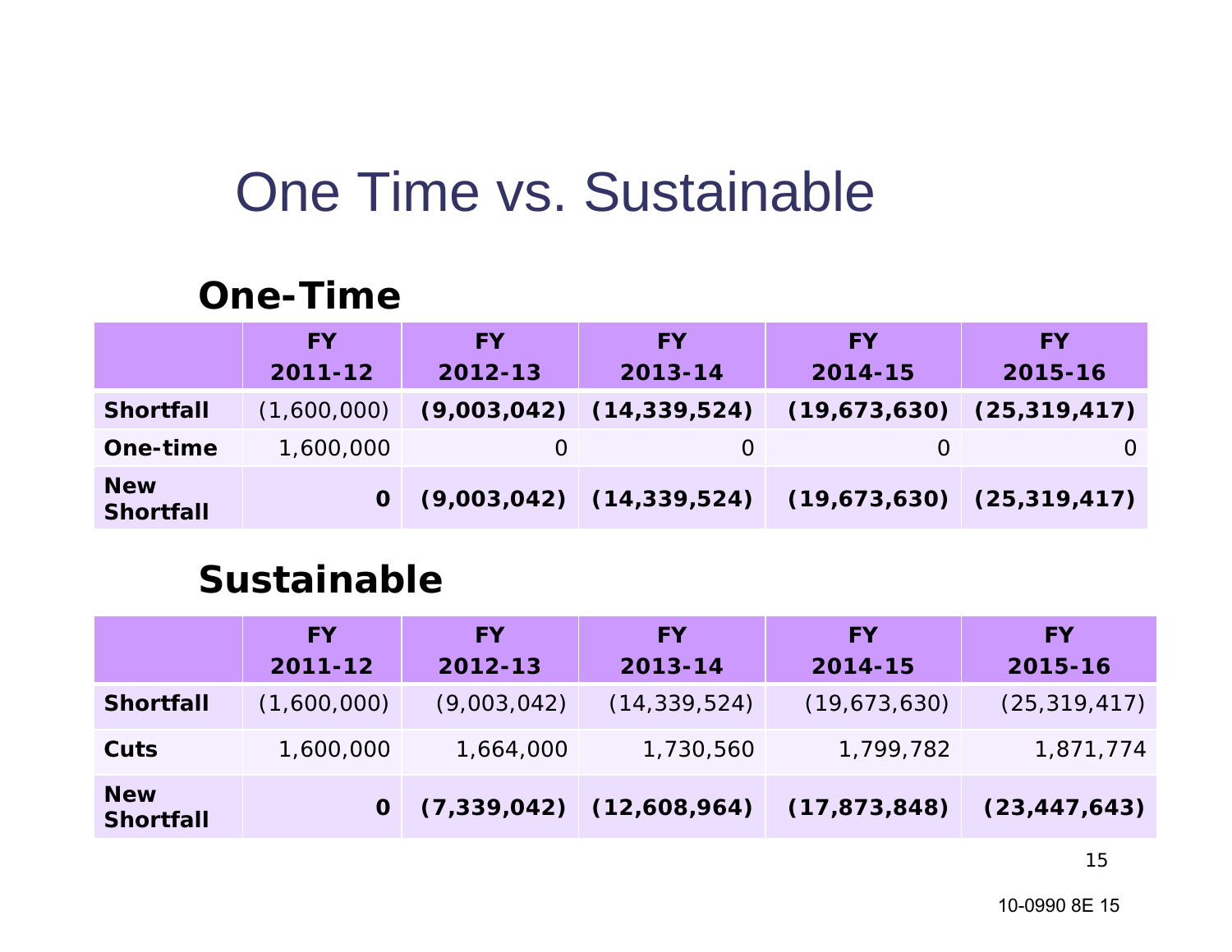# One Time vs. Sustainable

## One-Time

| | FY 2011-12 | FY 2012-13 | FY 2013-14 | FY 2014-15 | FY 2015-16 |
|---|---|---|---|---|---|
| **Shortfall** | (1,600,000) | **(9,003,042)** | **(14,339,524)** | **(19,673,630)** | **(25,319,417)** |
| **One-time** | 1,600,000 | 0 | 0 | 0 | 0 |
| **New Shortfall** | **0** | **(9,003,042)** | **(14,339,524)** | **(19,673,630)** | **(25,319,417)** |

## Sustainable

| | FY 2011-12 | FY 2012-13 | FY 2013-14 | FY 2014-15 | FY 2015-16 |
|---|---|---|---|---|---|
| **Shortfall** | (1,600,000) | (9,003,042) | (14,339,524) | (19,673,630) | (25,319,417) |
| **Cuts** | 1,600,000 | 1,664,000 | 1,730,560 | 1,799,782 | 1,871,774 |
| **New Shortfall** | **0** | **(7,339,042)** | **(12,608,964)** | **(17,873,848)** | **(23,447,643)** |

10-0990 8E 15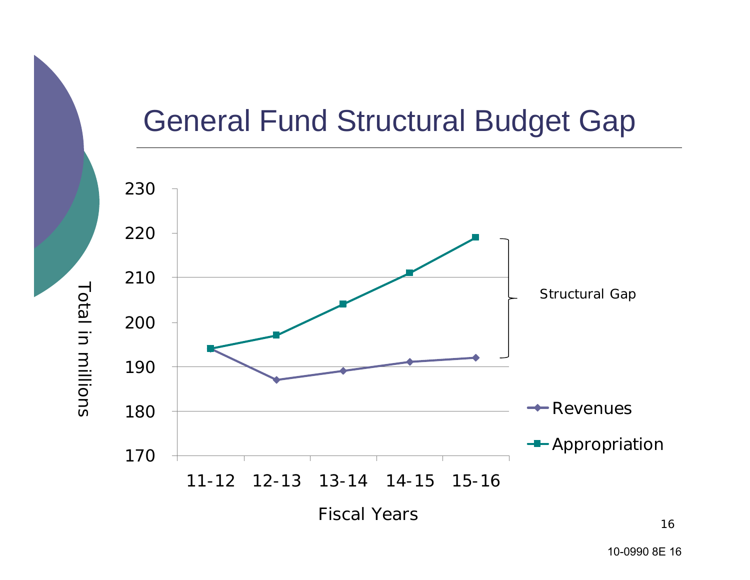# General Fund Structural Budget Gap

Total in millions

230

220

210

200

190

180

170

11-12 12-13 13-14 14-15 15-16

Fiscal Years

Structural Gap

Revenues

Appropriation

10-0990 8E 16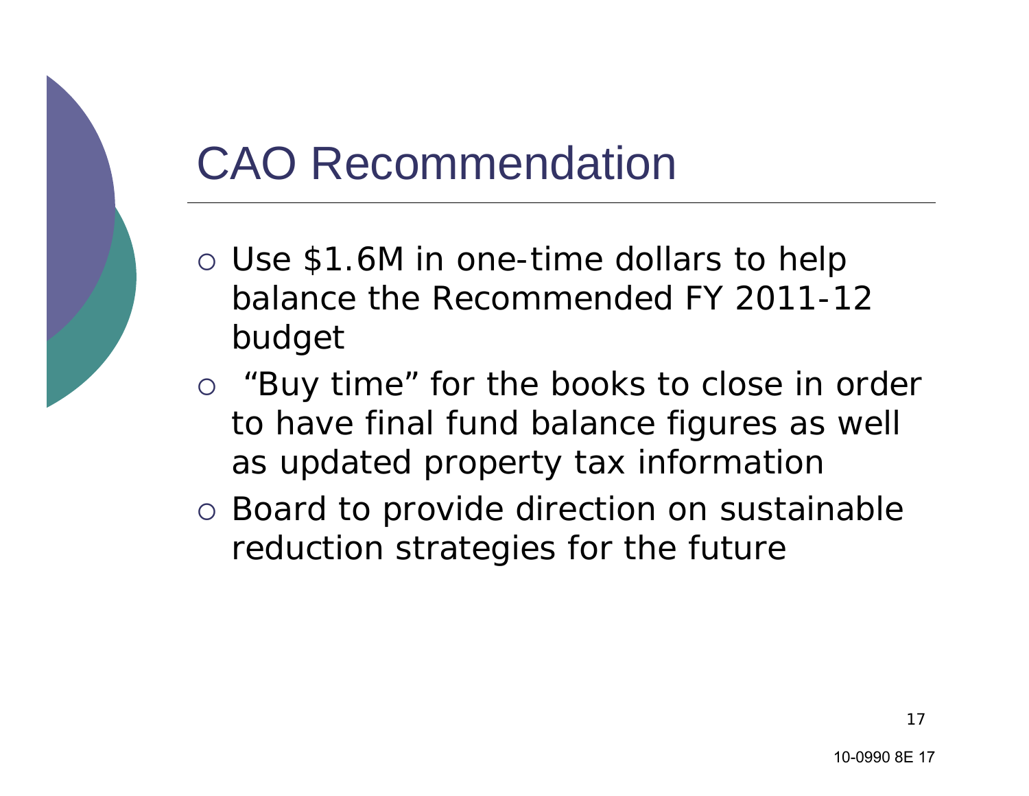# CAO Recommendation

- Use $1.6M in one-time dollars to help balance the Recommended FY 2011-12 budget
- "Buy time" for the books to close in order to have final fund balance figures as well as updated property tax information
- Board to provide direction on sustainable reduction strategies for the future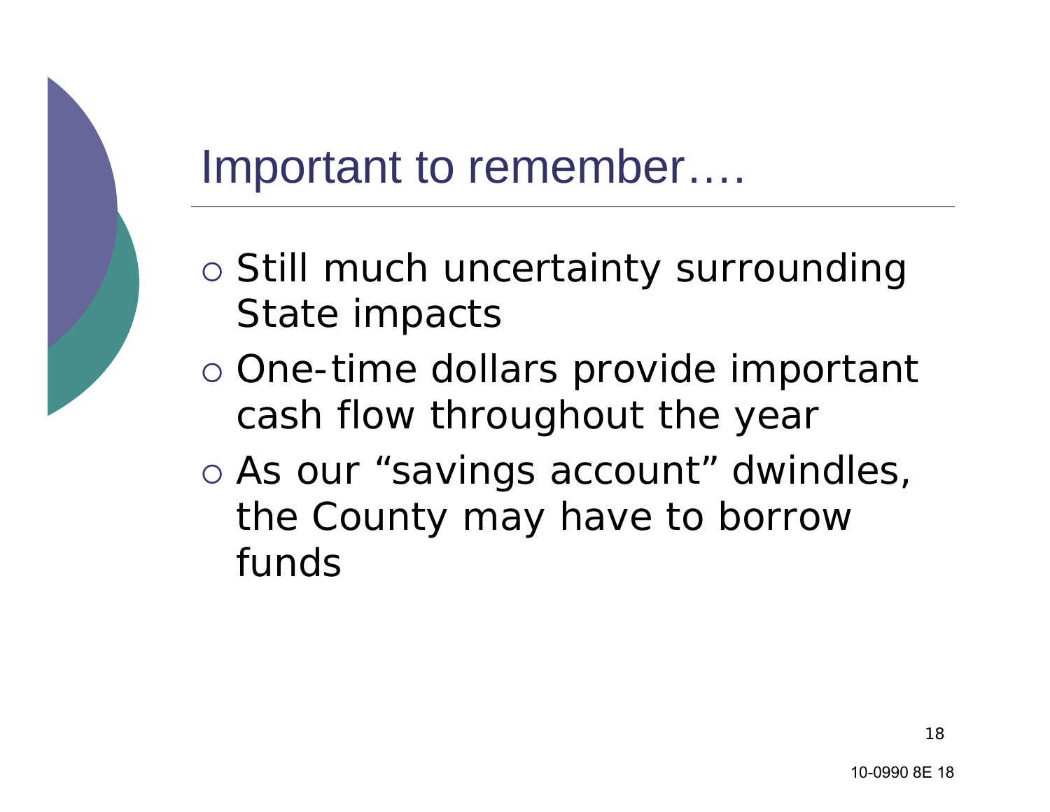# Important to remember….

- Still much uncertainty surrounding State impacts
- One-time dollars provide important cash flow throughout the year
- As our "savings account" dwindles, the County may have to borrow funds

10-0990 8E 18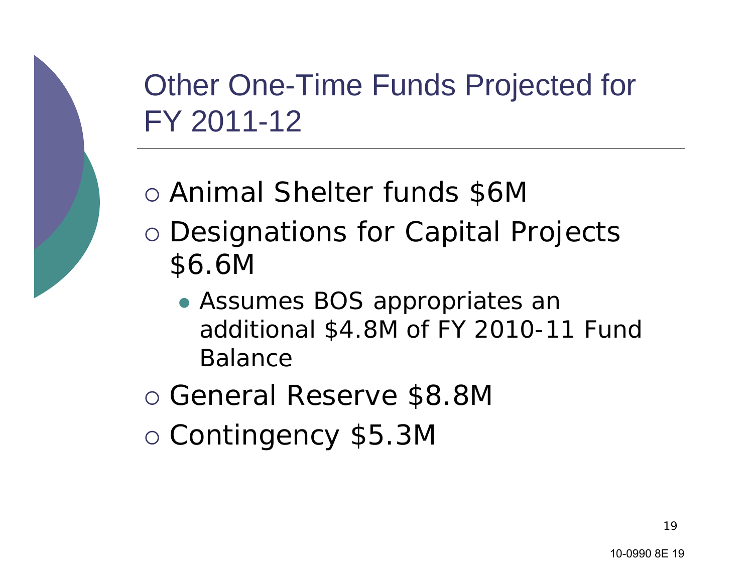# Other One-Time Funds Projected for FY 2011-12

- Animal Shelter funds $6M
- Designations for Capital Projects $6.6M
  - Assumes BOS appropriates an additional $4.8M of FY 2010-11 Fund Balance
- General Reserve $8.8M
- Contingency $5.3M

10-0990 8E 19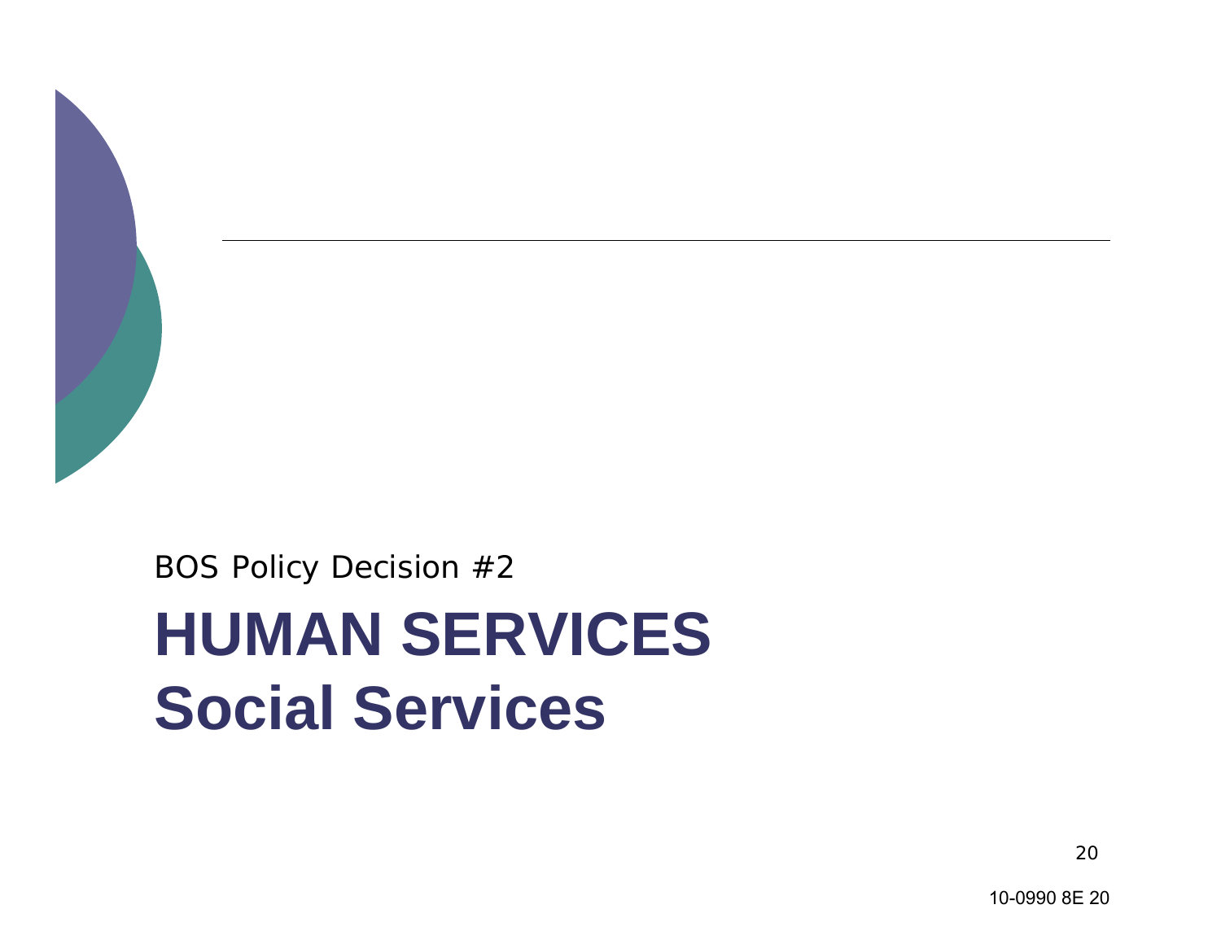BOS Policy Decision #2

# HUMAN SERVICES
# Social Services

10-0990 8E 20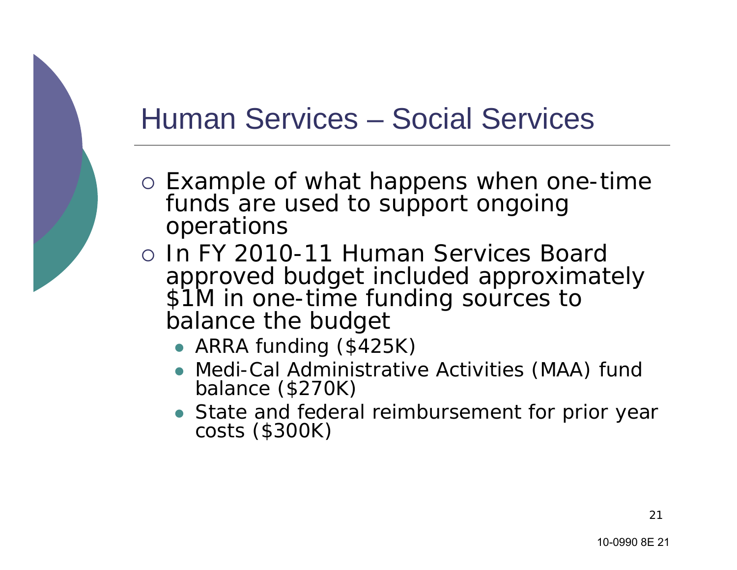# Human Services – Social Services

- Example of what happens when one-time funds are used to support ongoing operations
- In FY 2010-11 Human Services Board approved budget included approximately $1M in one-time funding sources to balance the budget
  - ARRA funding ($425K)
  - Medi-Cal Administrative Activities (MAA) fund balance ($270K)
  - State and federal reimbursement for prior year costs ($300K)

10-0990 8E 21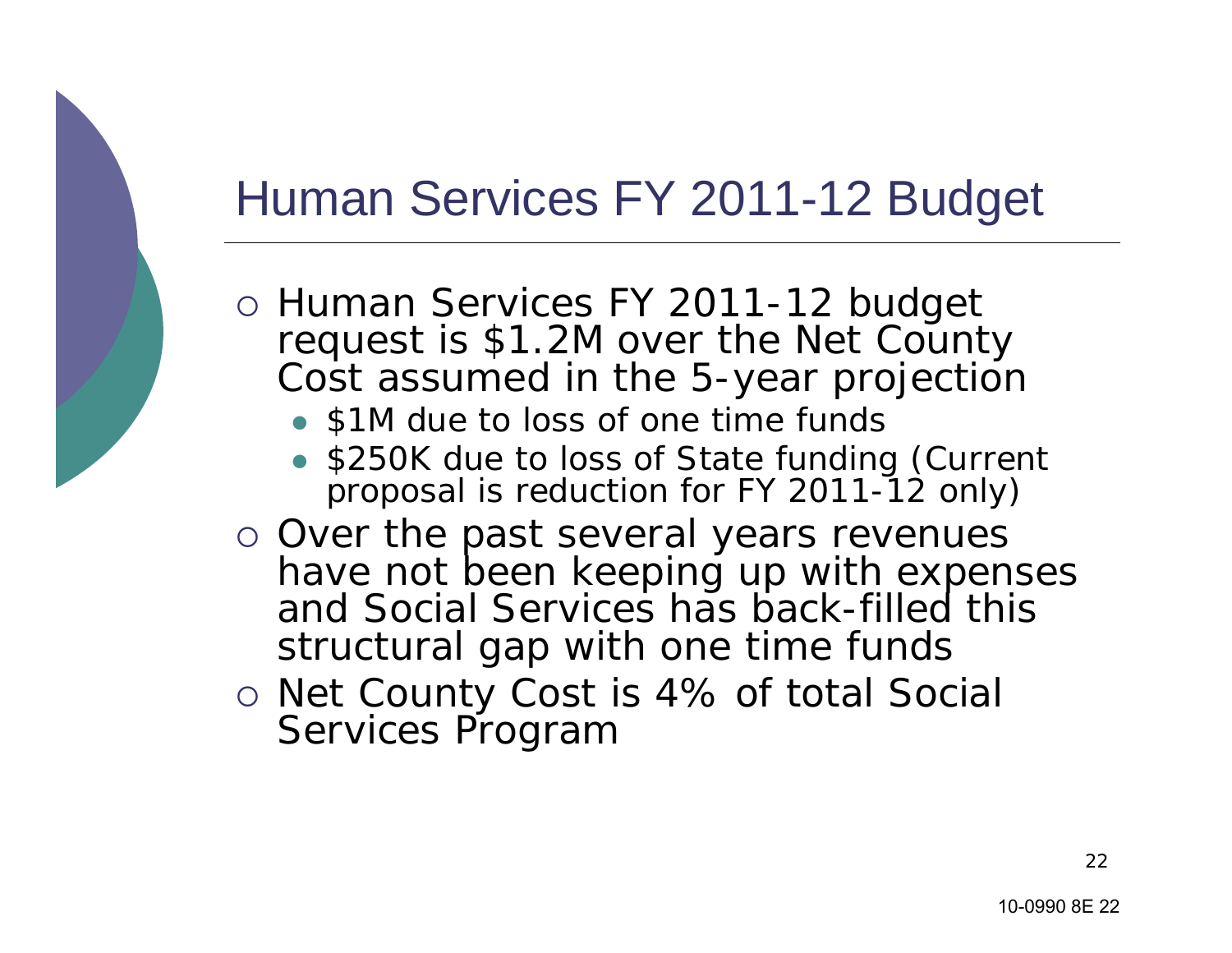# Human Services FY 2011-12 Budget

- Human Services FY 2011-12 budget request is $1.2M over the Net County Cost assumed in the 5-year projection
  - $1M due to loss of one time funds
  - $250K due to loss of State funding (Current proposal is reduction for FY 2011-12 only)
- Over the past several years revenues have not been keeping up with expenses and Social Services has back-filled this structural gap with one time funds
- Net County Cost is 4% of total Social Services Program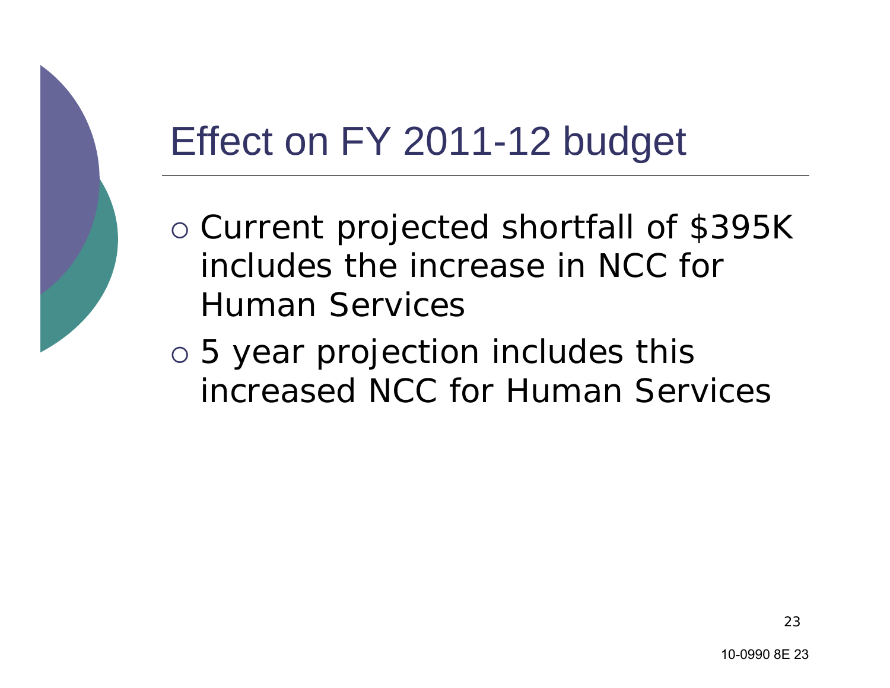# Effect on FY 2011-12 budget

- Current projected shortfall of $395K includes the increase in NCC for Human Services
- 5 year projection includes this increased NCC for Human Services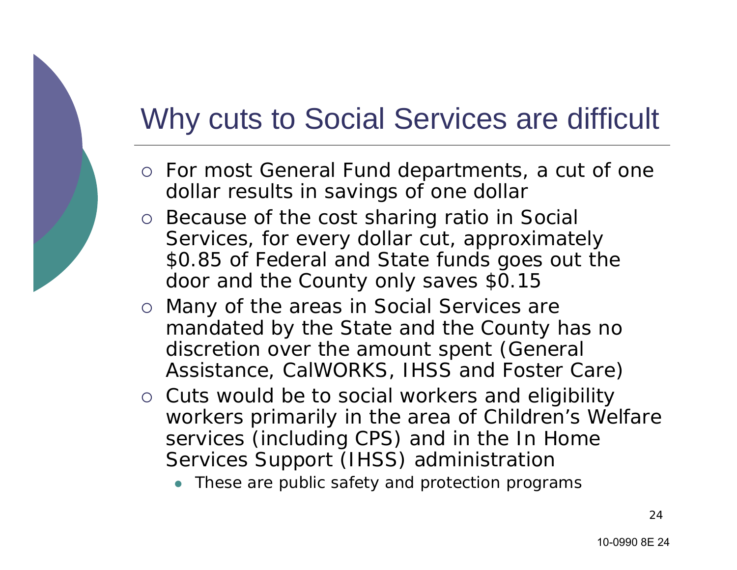# Why cuts to Social Services are difficult

- For most General Fund departments, a cut of one dollar results in savings of one dollar
- Because of the cost sharing ratio in Social Services, for every dollar cut, approximately $0.85 of Federal and State funds goes out the door and the County only saves $0.15
- Many of the areas in Social Services are mandated by the State and the County has no discretion over the amount spent (General Assistance, CalWORKS, IHSS and Foster Care)
- Cuts would be to social workers and eligibility workers primarily in the area of Children's Welfare services (including CPS) and in the In Home Services Support (IHSS) administration
  - These are public safety and protection programs

10-0990 8E 24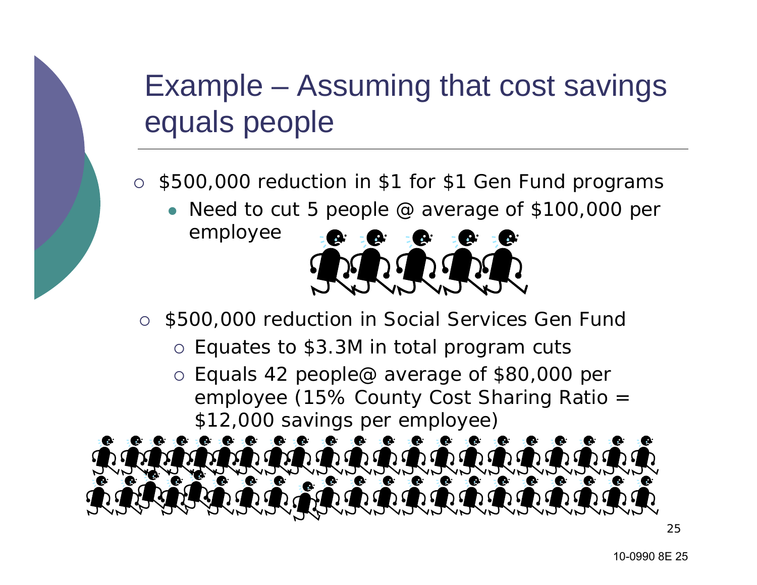# Example – Assuming that cost savings equals people

- $500,000 reduction in $1 for $1 Gen Fund programs
  - Need to cut 5 people @ average of $100,000 per employee
- $500,000 reduction in Social Services Gen Fund
  - Equates to $3.3M in total program cuts
  - Equals 42 people@ average of $80,000 per employee (15% County Cost Sharing Ratio = $12,000 savings per employee)

10-0990 8E 25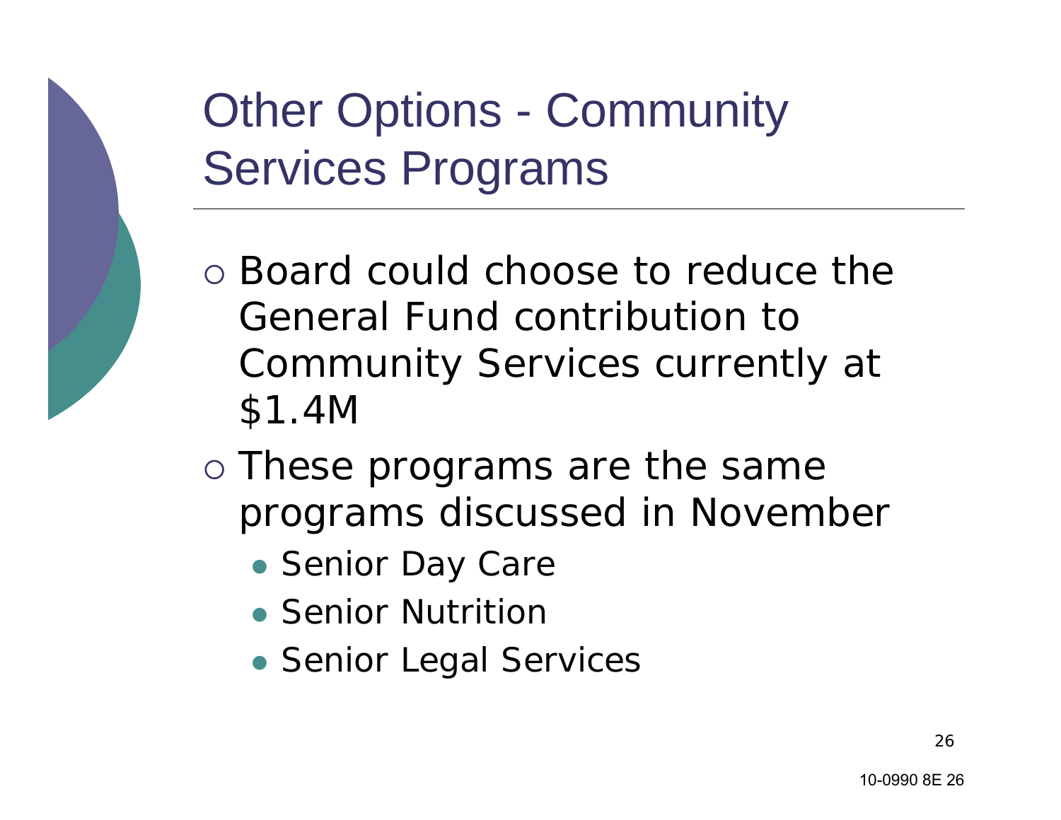# Other Options - Community Services Programs

- Board could choose to reduce the General Fund contribution to Community Services currently at $1.4M
- These programs are the same programs discussed in November
  - Senior Day Care
  - Senior Nutrition
  - Senior Legal Services

10-0990 8E 26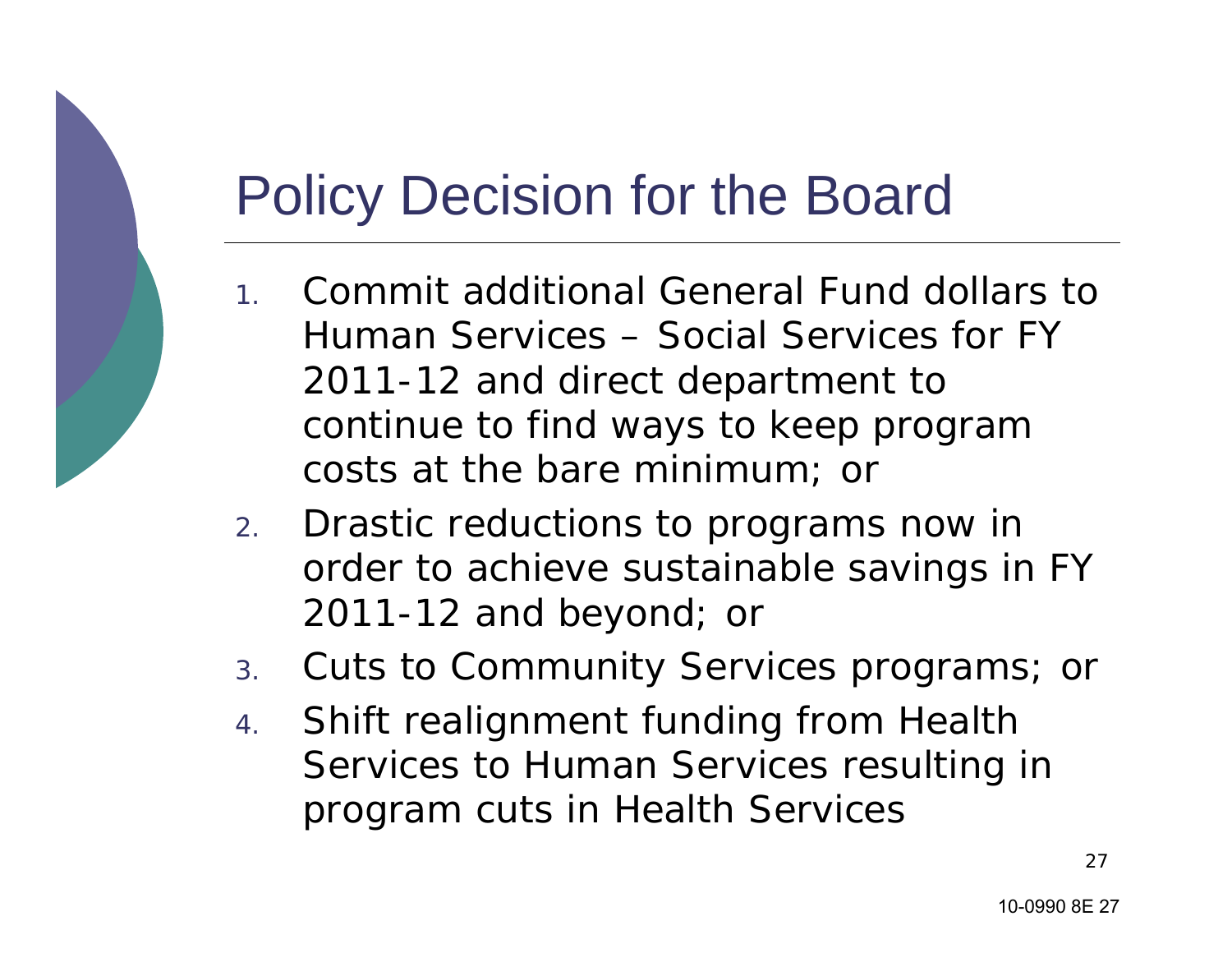# Policy Decision for the Board

1. Commit additional General Fund dollars to Human Services – Social Services for FY 2011-12 and direct department to continue to find ways to keep program costs at the bare minimum; or
2. Drastic reductions to programs now in order to achieve sustainable savings in FY 2011-12 and beyond; or
3. Cuts to Community Services programs; or
4. Shift realignment funding from Health Services to Human Services resulting in program cuts in Health Services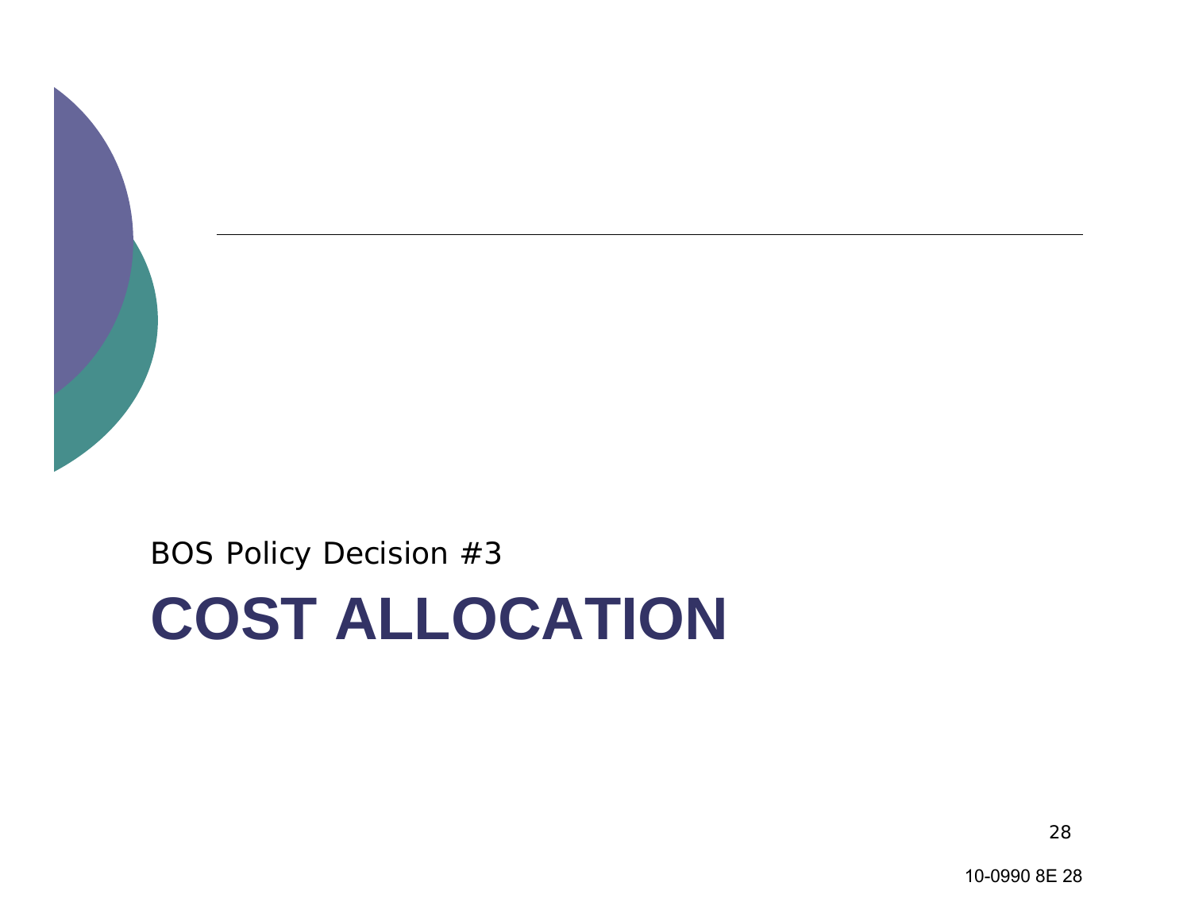BOS Policy Decision #3

# COST ALLOCATION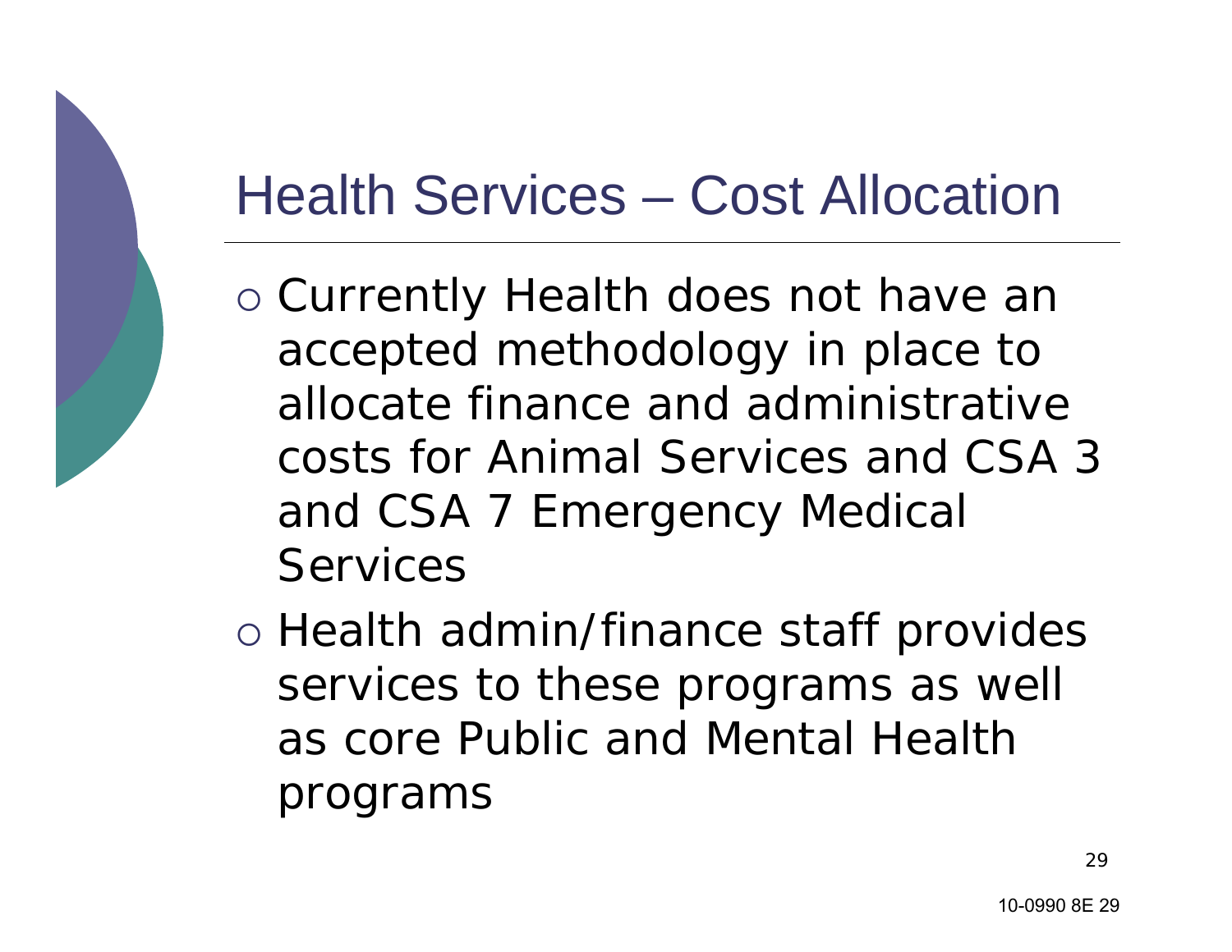# Health Services – Cost Allocation

- Currently Health does not have an accepted methodology in place to allocate finance and administrative costs for Animal Services and CSA 3 and CSA 7 Emergency Medical Services
- Health admin/finance staff provides services to these programs as well as core Public and Mental Health programs

10-0990 8E 29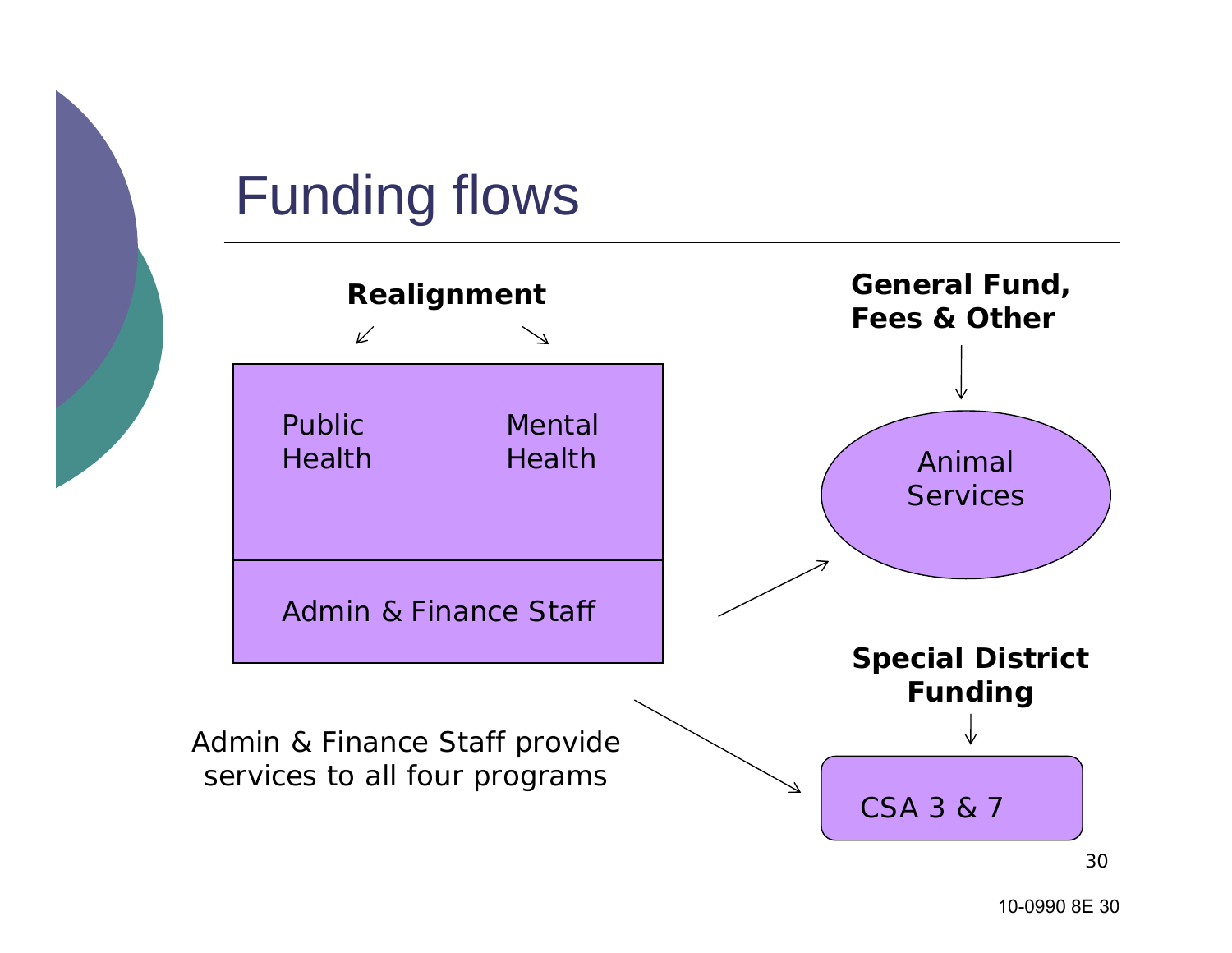# Funding flows

**Realignment**

Public Health

Mental Health

Admin & Finance Staff

**General Fund, Fees & Other**

Animal Services

**Special District Funding**

CSA 3 & 7

Admin & Finance Staff provide services to all four programs

10-0990 8E 30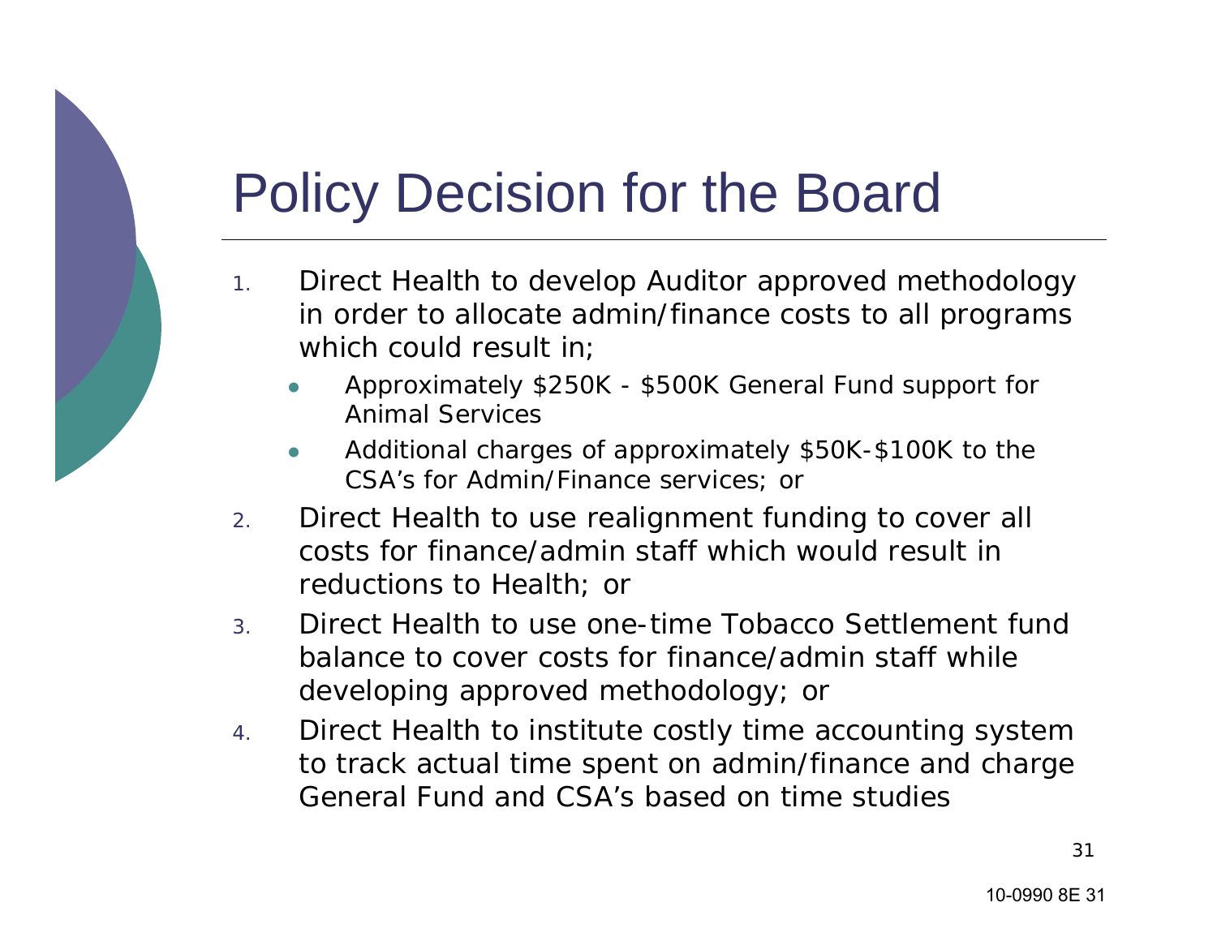# Policy Decision for the Board

1. Direct Health to develop Auditor approved methodology in order to allocate admin/finance costs to all programs which could result in;
   - Approximately $250K - $500K General Fund support for Animal Services
   - Additional charges of approximately $50K-$100K to the CSA's for Admin/Finance services; or
2. Direct Health to use realignment funding to cover all costs for finance/admin staff which would result in reductions to Health; or
3. Direct Health to use one-time Tobacco Settlement fund balance to cover costs for finance/admin staff while developing approved methodology; or
4. Direct Health to institute costly time accounting system to track actual time spent on admin/finance and charge General Fund and CSA's based on time studies

10-0990 8E 31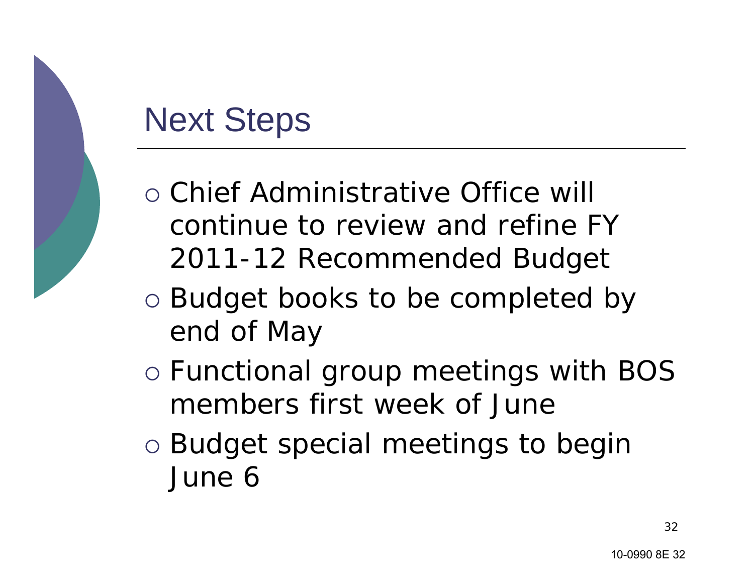# Next Steps

- Chief Administrative Office will continue to review and refine FY 2011-12 Recommended Budget
- Budget books to be completed by end of May
- Functional group meetings with BOS members first week of June
- Budget special meetings to begin June 6

10-0990 8E 32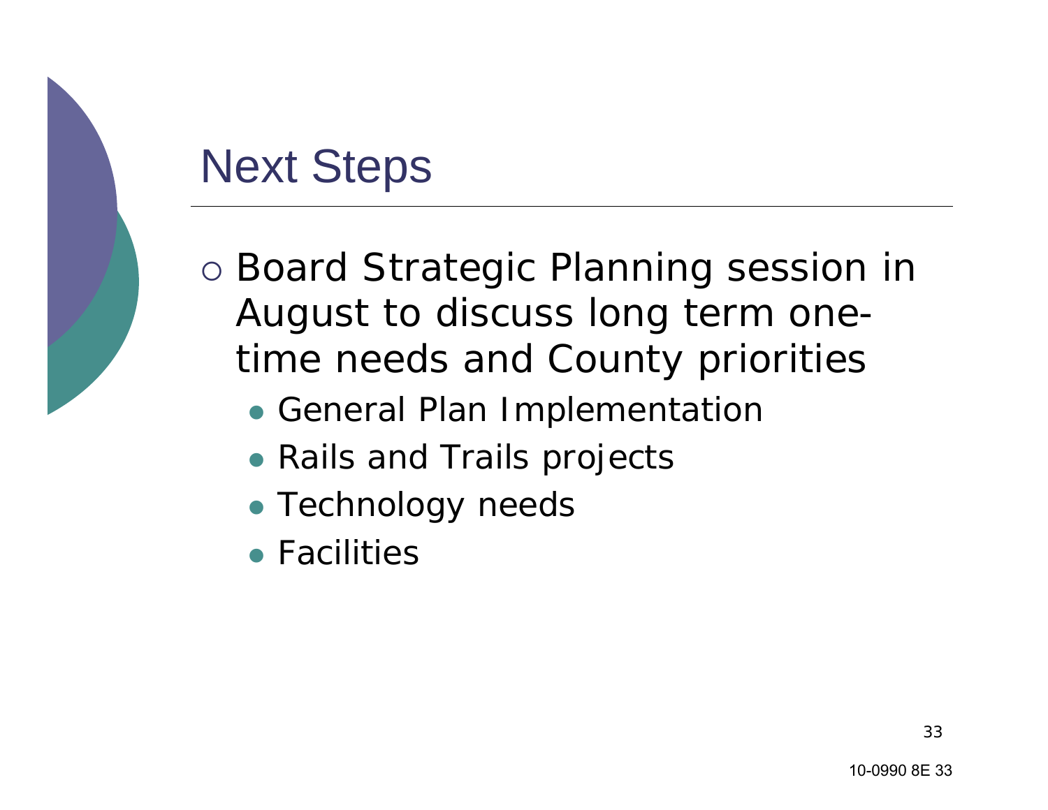# Next Steps

- Board Strategic Planning session in August to discuss long term one-time needs and County priorities
  - General Plan Implementation
  - Rails and Trails projects
  - Technology needs
  - Facilities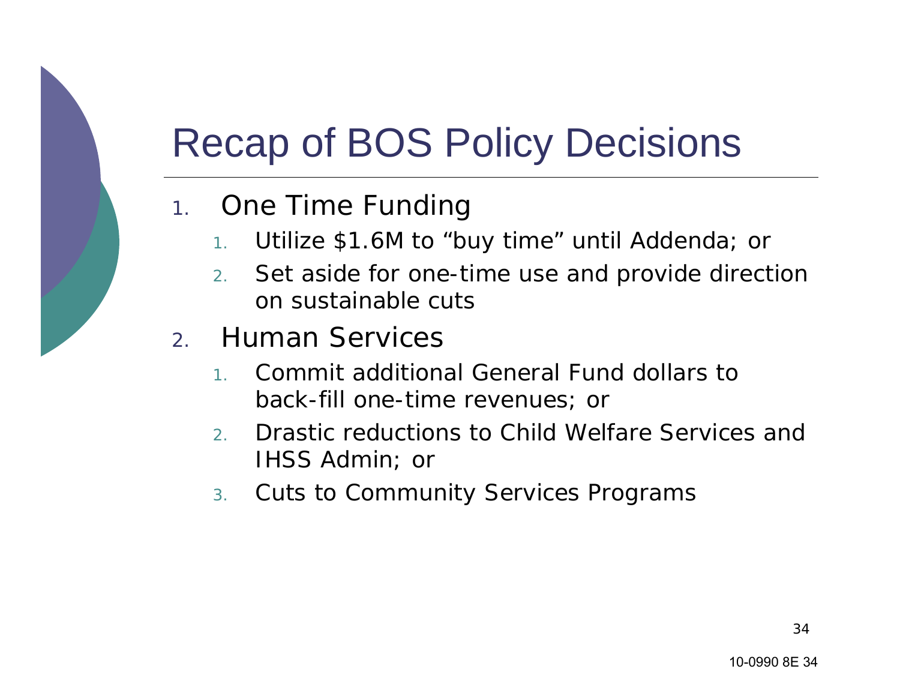# Recap of BOS Policy Decisions

1. One Time Funding
    1. Utilize $1.6M to “buy time” until Addenda; or
    2. Set aside for one-time use and provide direction on sustainable cuts
2. Human Services
    1. Commit additional General Fund dollars to back-fill one-time revenues; or
    2. Drastic reductions to Child Welfare Services and IHSS Admin; or
    3. Cuts to Community Services Programs

10-0990 8E 34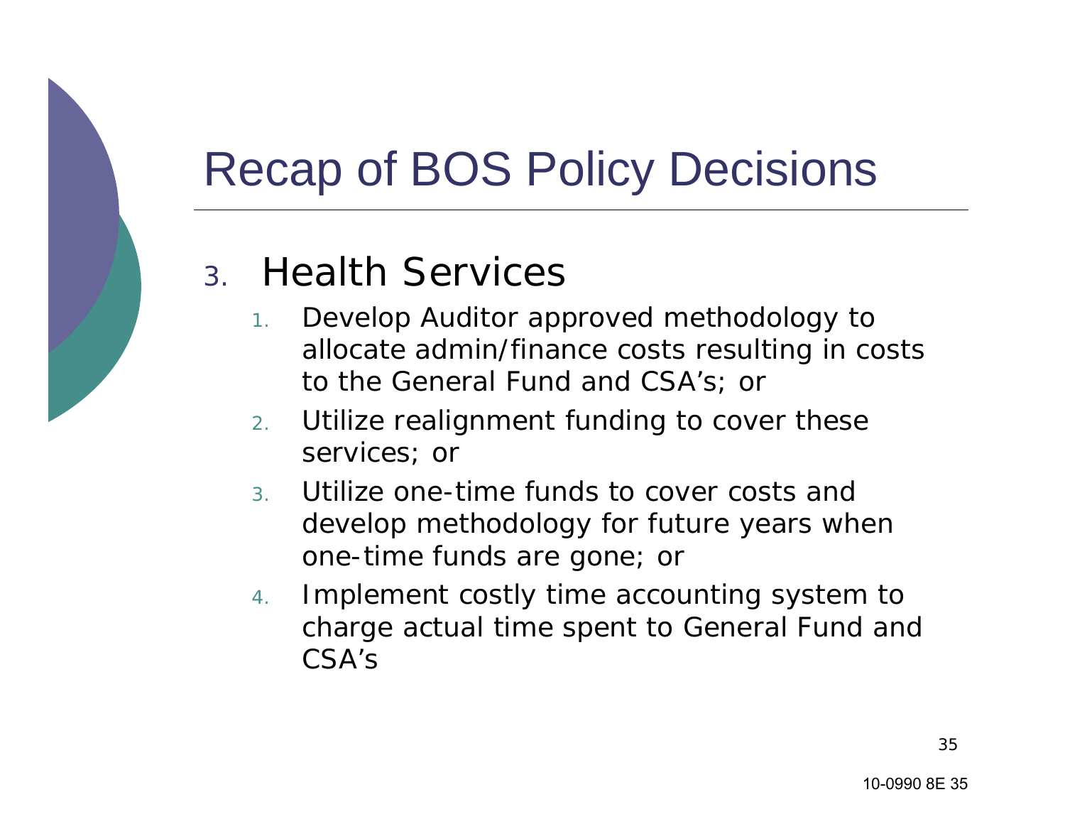# Recap of BOS Policy Decisions

3. Health Services
   1. Develop Auditor approved methodology to allocate admin/finance costs resulting in costs to the General Fund and CSA's; or
   2. Utilize realignment funding to cover these services; or
   3. Utilize one-time funds to cover costs and develop methodology for future years when one-time funds are gone; or
   4. Implement costly time accounting system to charge actual time spent to General Fund and CSA's

10-0990 8E 35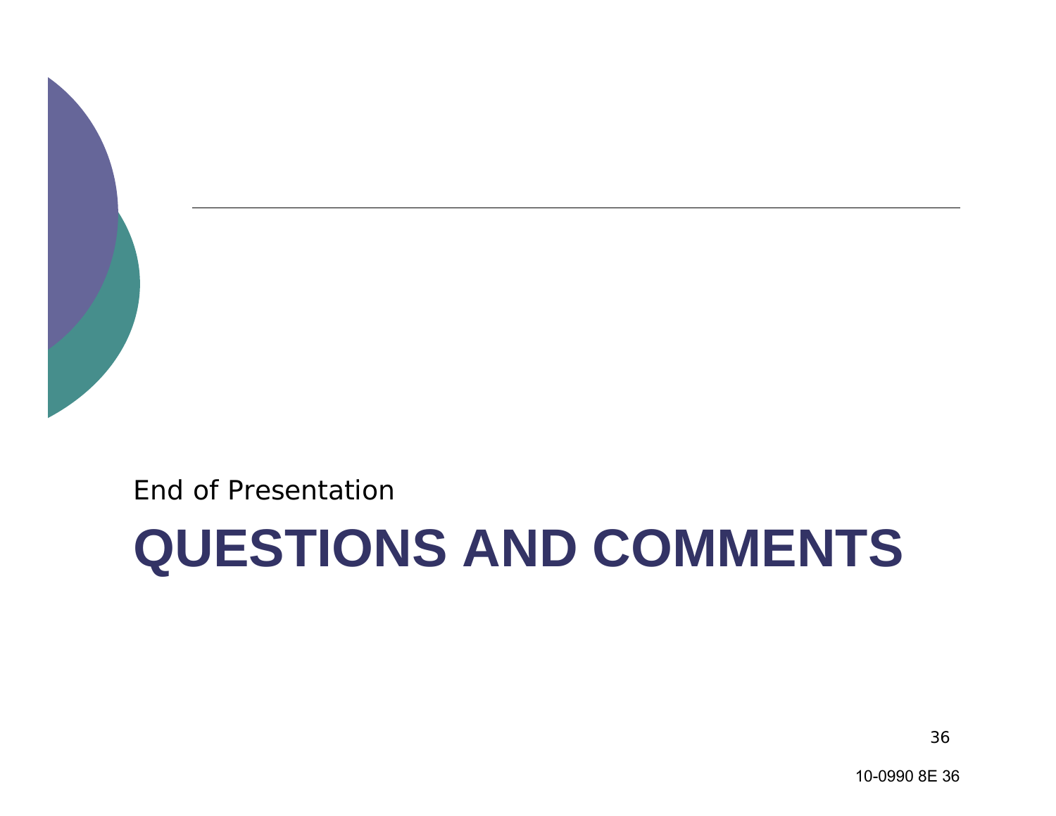End of Presentation

# QUESTIONS AND COMMENTS

10-0990 8E 36